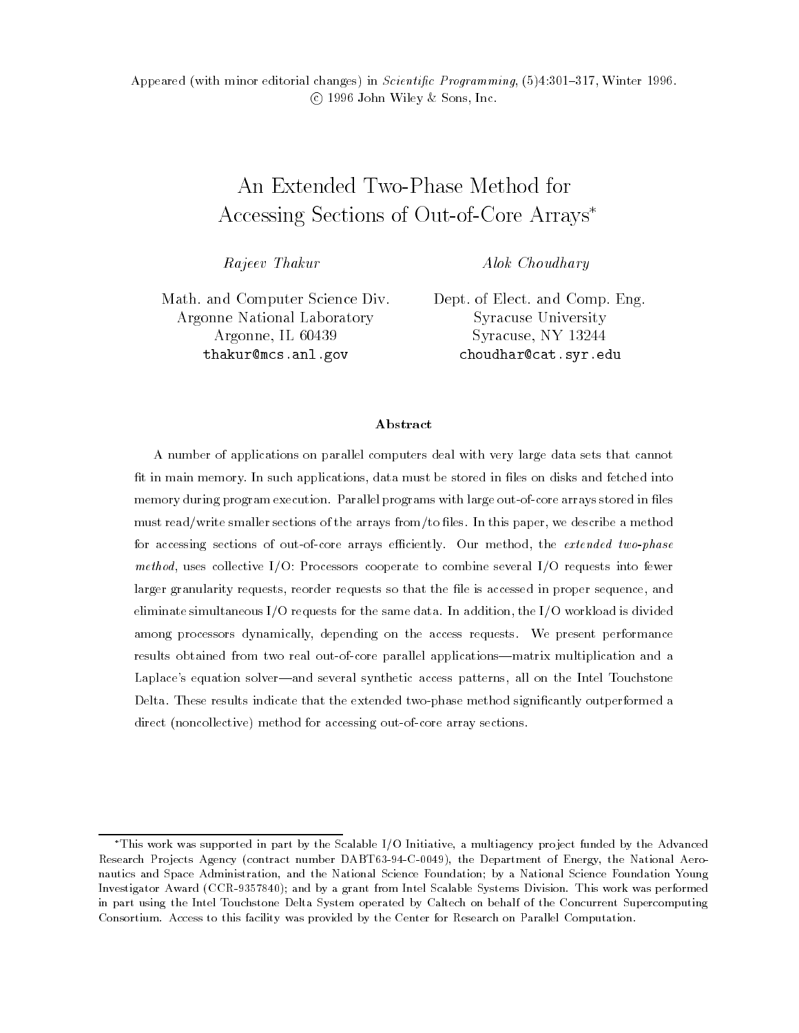Appeared (with minor editorial changes) in *Scientific Programming*, (5)4:301–317, Winter 1996.
© 1996 John Wiley & Sons, Inc.

# An Extended Two-Phase Method for Accessing Sections of Out-of-Core Arrays*

*Rajeev Thakur*
Math. and Computer Science Div.
Argonne National Laboratory
Argonne, IL 60439
`thakur@mcs.anl.gov`

*Alok Choudhary*
Dept. of Elect. and Comp. Eng.
Syracuse University
Syracuse, NY 13244
`choudhar@cat.syr.edu`

### Abstract

A number of applications on parallel computers deal with very large data sets that cannot fit in main memory. In such applications, data must be stored in files on disks and fetched into memory during program execution. Parallel programs with large out-of-core arrays stored in files must read/write smaller sections of the arrays from/to files. In this paper, we describe a method for accessing sections of out-of-core arrays efficiently. Our method, the *extended two-phase method*, uses collective I/O: Processors cooperate to combine several I/O requests into fewer larger granularity requests, reorder requests so that the file is accessed in proper sequence, and eliminate simultaneous I/O requests for the same data. In addition, the I/O workload is divided among processors dynamically, depending on the access requests. We present performance results obtained from two real out-of-core parallel applications—matrix multiplication and a Laplace's equation solver—and several synthetic access patterns, all on the Intel Touchstone Delta. These results indicate that the extended two-phase method significantly outperformed a direct (noncollective) method for accessing out-of-core array sections.

*This work was supported in part by the Scalable I/O Initiative, a multiagency project funded by the Advanced Research Projects Agency (contract number DABT63-94-C-0049), the Department of Energy, the National Aeronautics and Space Administration, and the National Science Foundation; by a National Science Foundation Young Investigator Award (CCR-9357840); and by a grant from Intel Scalable Systems Division. This work was performed in part using the Intel Touchstone Delta System operated by Caltech on behalf of the Concurrent Supercomputing Consortium. Access to this facility was provided by the Center for Research on Parallel Computation.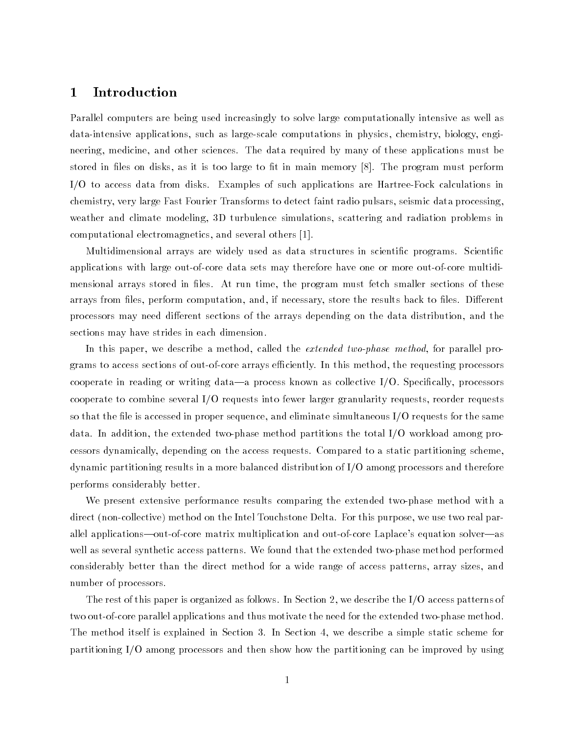# 1 Introduction

Parallel computers are being used increasingly to solve large computationally intensive as well as data-intensive applications, such as large-scale computations in physics, chemistry, biology, engineering, medicine, and other sciences. The data required by many of these applications must be stored in files on disks, as it is too large to fit in main memory [8]. The program must perform I/O to access data from disks. Examples of such applications are Hartree-Fock calculations in chemistry, very large Fast Fourier Transforms to detect faint radio pulsars, seismic data processing, weather and climate modeling, 3D turbulence simulations, scattering and radiation problems in computational electromagnetics, and several others [1].

Multidimensional arrays are widely used as data structures in scientific programs. Scientific applications with large out-of-core data sets may therefore have one or more out-of-core multidimensional arrays stored in files. At run time, the program must fetch smaller sections of these arrays from files, perform computation, and, if necessary, store the results back to files. Different processors may need different sections of the arrays depending on the data distribution, and the sections may have strides in each dimension.

In this paper, we describe a method, called the *extended two-phase method*, for parallel programs to access sections of out-of-core arrays efficiently. In this method, the requesting processors cooperate in reading or writing data—a process known as collective I/O. Specifically, processors cooperate to combine several I/O requests into fewer larger granularity requests, reorder requests so that the file is accessed in proper sequence, and eliminate simultaneous I/O requests for the same data. In addition, the extended two-phase method partitions the total I/O workload among processors dynamically, depending on the access requests. Compared to a static partitioning scheme, dynamic partitioning results in a more balanced distribution of I/O among processors and therefore performs considerably better.

We present extensive performance results comparing the extended two-phase method with a direct (non-collective) method on the Intel Touchstone Delta. For this purpose, we use two real parallel applications—out-of-core matrix multiplication and out-of-core Laplace's equation solver—as well as several synthetic access patterns. We found that the extended two-phase method performed considerably better than the direct method for a wide range of access patterns, array sizes, and number of processors.

The rest of this paper is organized as follows. In Section 2, we describe the I/O access patterns of two out-of-core parallel applications and thus motivate the need for the extended two-phase method. The method itself is explained in Section 3. In Section 4, we describe a simple static scheme for partitioning I/O among processors and then show how the partitioning can be improved by using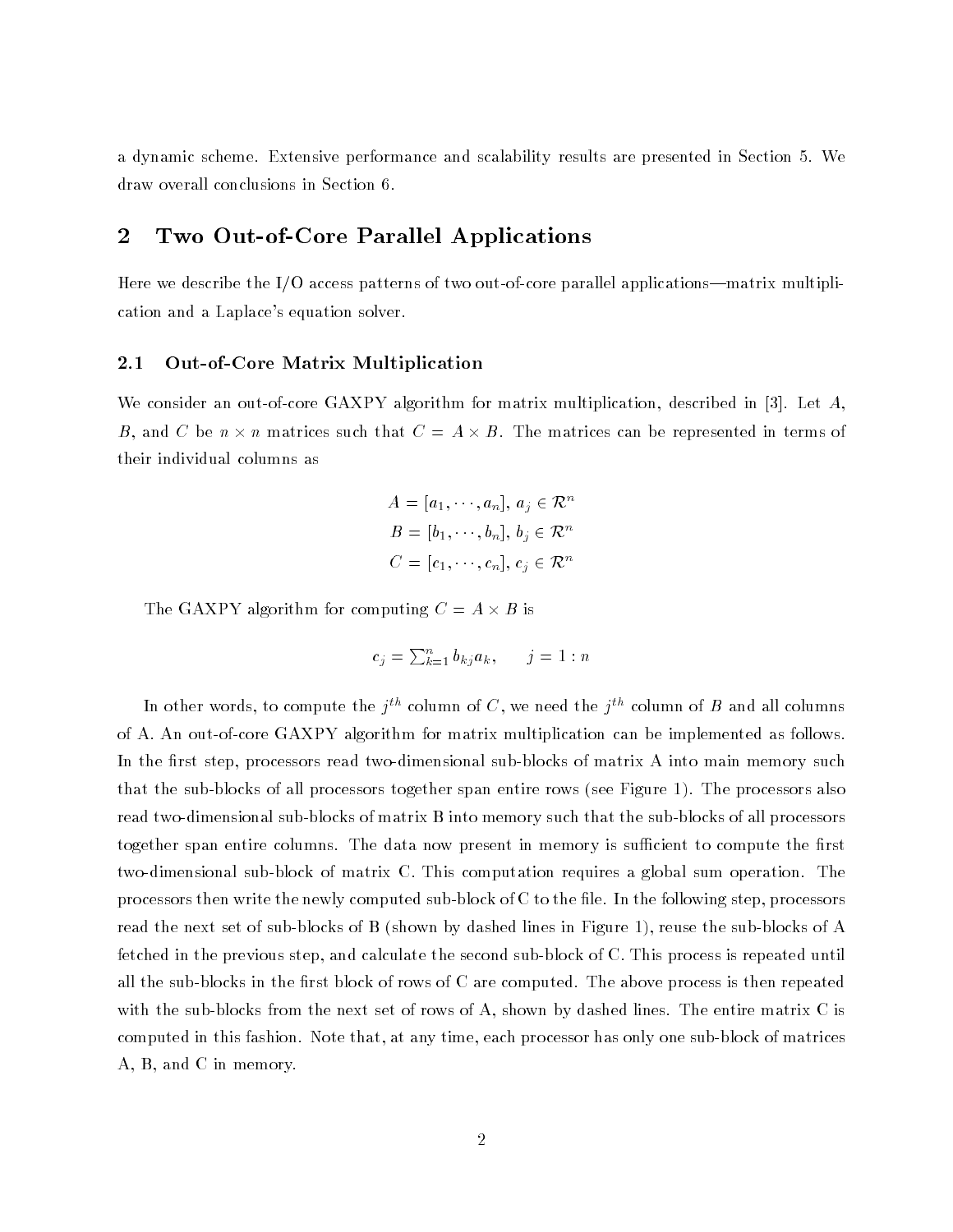a dynamic scheme. Extensive performance and scalability results are presented in Section 5. We draw overall conclusions in Section 6.

## 2 Two Out-of-Core Parallel Applications

Here we describe the I/O access patterns of two out-of-core parallel applications—matrix multiplication and a Laplace's equation solver.

### 2.1 Out-of-Core Matrix Multiplication

We consider an out-of-core GAXPY algorithm for matrix multiplication, described in [3]. Let $A$, $B$, and $C$ be $n \times n$ matrices such that $C = A \times B$. The matrices can be represented in terms of their individual columns as

$$A = [a_1, \cdots, a_n],\ a_j \in \mathcal{R}^n$$
$$B = [b_1, \cdots, b_n],\ b_j \in \mathcal{R}^n$$
$$C = [c_1, \cdots, c_n],\ c_j \in \mathcal{R}^n$$

The GAXPY algorithm for computing $C = A \times B$ is

$$c_j = \textstyle\sum_{k=1}^{n} b_{kj} a_k, \qquad j = 1 : n$$

In other words, to compute the $j^{th}$ column of $C$, we need the $j^{th}$ column of $B$ and all columns of A. An out-of-core GAXPY algorithm for matrix multiplication can be implemented as follows. In the first step, processors read two-dimensional sub-blocks of matrix A into main memory such that the sub-blocks of all processors together span entire rows (see Figure 1). The processors also read two-dimensional sub-blocks of matrix B into memory such that the sub-blocks of all processors together span entire columns. The data now present in memory is sufficient to compute the first two-dimensional sub-block of matrix C. This computation requires a global sum operation. The processors then write the newly computed sub-block of C to the file. In the following step, processors read the next set of sub-blocks of B (shown by dashed lines in Figure 1), reuse the sub-blocks of A fetched in the previous step, and calculate the second sub-block of C. This process is repeated until all the sub-blocks in the first block of rows of C are computed. The above process is then repeated with the sub-blocks from the next set of rows of A, shown by dashed lines. The entire matrix C is computed in this fashion. Note that, at any time, each processor has only one sub-block of matrices A, B, and C in memory.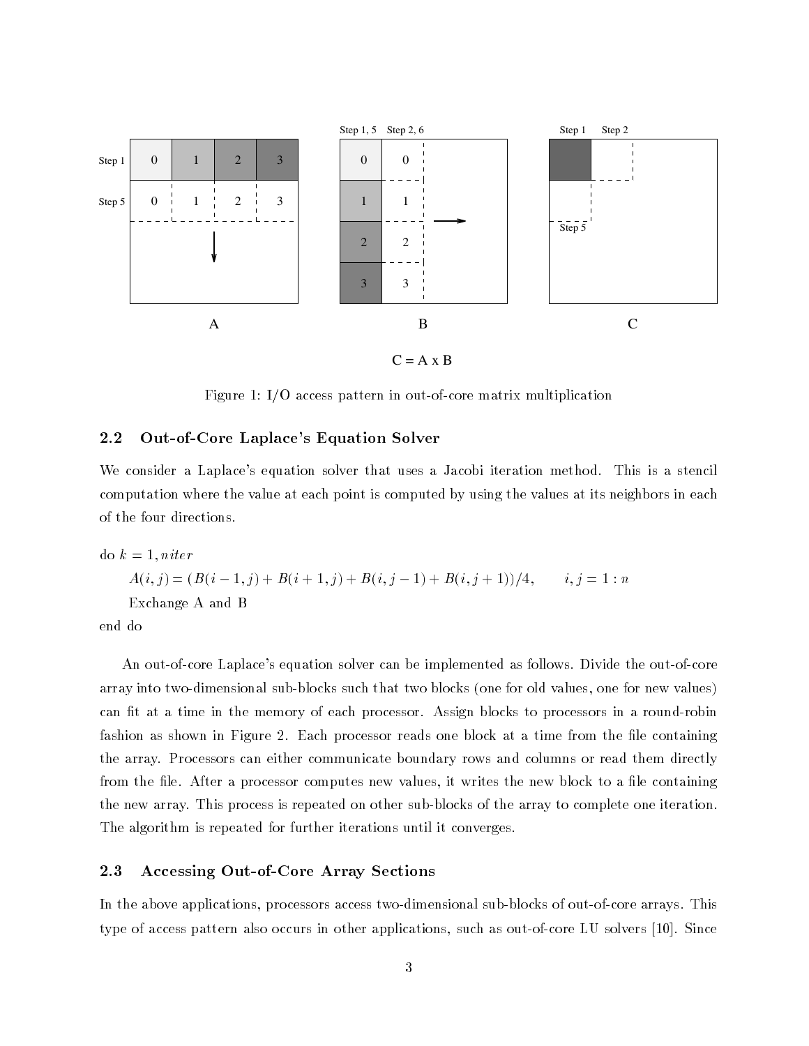Step 1, 5 Step 2, 6

Step 1 Step 2

Step 1

Step 5

Step 5

A

B

C

C = A x B

Figure 1: I/O access pattern in out-of-core matrix multiplication

### 2.2 Out-of-Core Laplace's Equation Solver

We consider a Laplace's equation solver that uses a Jacobi iteration method. This is a stencil computation where the value at each point is computed by using the values at its neighbors in each of the four directions.

do $k = 1, niter$

$A(i,j) = (B(i-1,j) + B(i+1,j) + B(i,j-1) + B(i,j+1))/4, \qquad i,j = 1:n$

Exchange A and B

end do

An out-of-core Laplace's equation solver can be implemented as follows. Divide the out-of-core array into two-dimensional sub-blocks such that two blocks (one for old values, one for new values) can fit at a time in the memory of each processor. Assign blocks to processors in a round-robin fashion as shown in Figure 2. Each processor reads one block at a time from the file containing the array. Processors can either communicate boundary rows and columns or read them directly from the file. After a processor computes new values, it writes the new block to a file containing the new array. This process is repeated on other sub-blocks of the array to complete one iteration. The algorithm is repeated for further iterations until it converges.

### 2.3 Accessing Out-of-Core Array Sections

In the above applications, processors access two-dimensional sub-blocks of out-of-core arrays. This type of access pattern also occurs in other applications, such as out-of-core LU solvers [10]. Since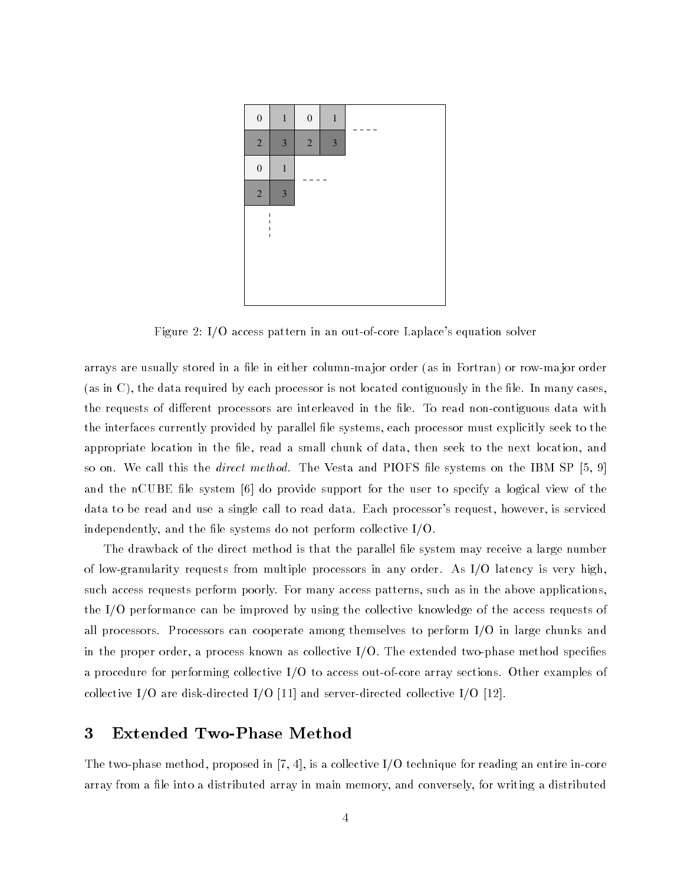Figure 2: I/O access pattern in an out-of-core Laplace's equation solver

arrays are usually stored in a file in either column-major order (as in Fortran) or row-major order (as in C), the data required by each processor is not located contiguously in the file. In many cases, the requests of different processors are interleaved in the file. To read non-contiguous data with the interfaces currently provided by parallel file systems, each processor must explicitly seek to the appropriate location in the file, read a small chunk of data, then seek to the next location, and so on. We call this the *direct method*. The Vesta and PIOFS file systems on the IBM SP [5, 9] and the nCUBE file system [6] do provide support for the user to specify a logical view of the data to be read and use a single call to read data. Each processor's request, however, is serviced independently, and the file systems do not perform collective I/O.

The drawback of the direct method is that the parallel file system may receive a large number of low-granularity requests from multiple processors in any order. As I/O latency is very high, such access requests perform poorly. For many access patterns, such as in the above applications, the I/O performance can be improved by using the collective knowledge of the access requests of all processors. Processors can cooperate among themselves to perform I/O in large chunks and in the proper order, a process known as collective I/O. The extended two-phase method specifies a procedure for performing collective I/O to access out-of-core array sections. Other examples of collective I/O are disk-directed I/O [11] and server-directed collective I/O [12].

## 3 Extended Two-Phase Method

The two-phase method, proposed in [7, 4], is a collective I/O technique for reading an entire in-core array from a file into a distributed array in main memory, and conversely, for writing a distributed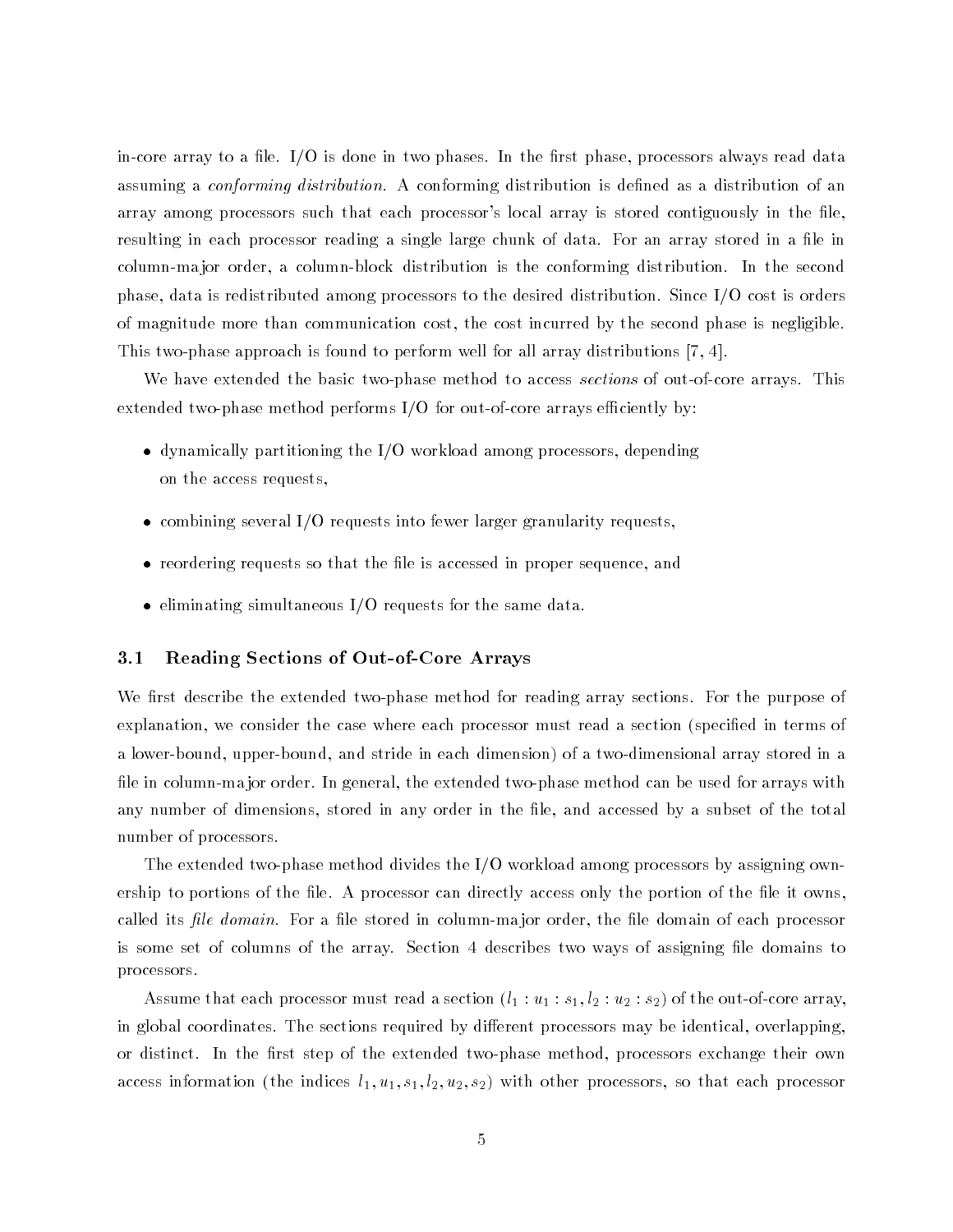in-core array to a file. I/O is done in two phases. In the first phase, processors always read data assuming a *conforming distribution*. A conforming distribution is defined as a distribution of an array among processors such that each processor's local array is stored contiguously in the file, resulting in each processor reading a single large chunk of data. For an array stored in a file in column-major order, a column-block distribution is the conforming distribution. In the second phase, data is redistributed among processors to the desired distribution. Since I/O cost is orders of magnitude more than communication cost, the cost incurred by the second phase is negligible. This two-phase approach is found to perform well for all array distributions [7, 4].

We have extended the basic two-phase method to access *sections* of out-of-core arrays. This extended two-phase method performs I/O for out-of-core arrays efficiently by:

- dynamically partitioning the I/O workload among processors, depending on the access requests,
- combining several I/O requests into fewer larger granularity requests,
- reordering requests so that the file is accessed in proper sequence, and
- eliminating simultaneous I/O requests for the same data.

### 3.1 Reading Sections of Out-of-Core Arrays

We first describe the extended two-phase method for reading array sections. For the purpose of explanation, we consider the case where each processor must read a section (specified in terms of a lower-bound, upper-bound, and stride in each dimension) of a two-dimensional array stored in a file in column-major order. In general, the extended two-phase method can be used for arrays with any number of dimensions, stored in any order in the file, and accessed by a subset of the total number of processors.

The extended two-phase method divides the I/O workload among processors by assigning ownership to portions of the file. A processor can directly access only the portion of the file it owns, called its *file domain*. For a file stored in column-major order, the file domain of each processor is some set of columns of the array. Section 4 describes two ways of assigning file domains to processors.

Assume that each processor must read a section $(l_1 : u_1 : s_1, l_2 : u_2 : s_2)$ of the out-of-core array, in global coordinates. The sections required by different processors may be identical, overlapping, or distinct. In the first step of the extended two-phase method, processors exchange their own access information (the indices $l_1, u_1, s_1, l_2, u_2, s_2$) with other processors, so that each processor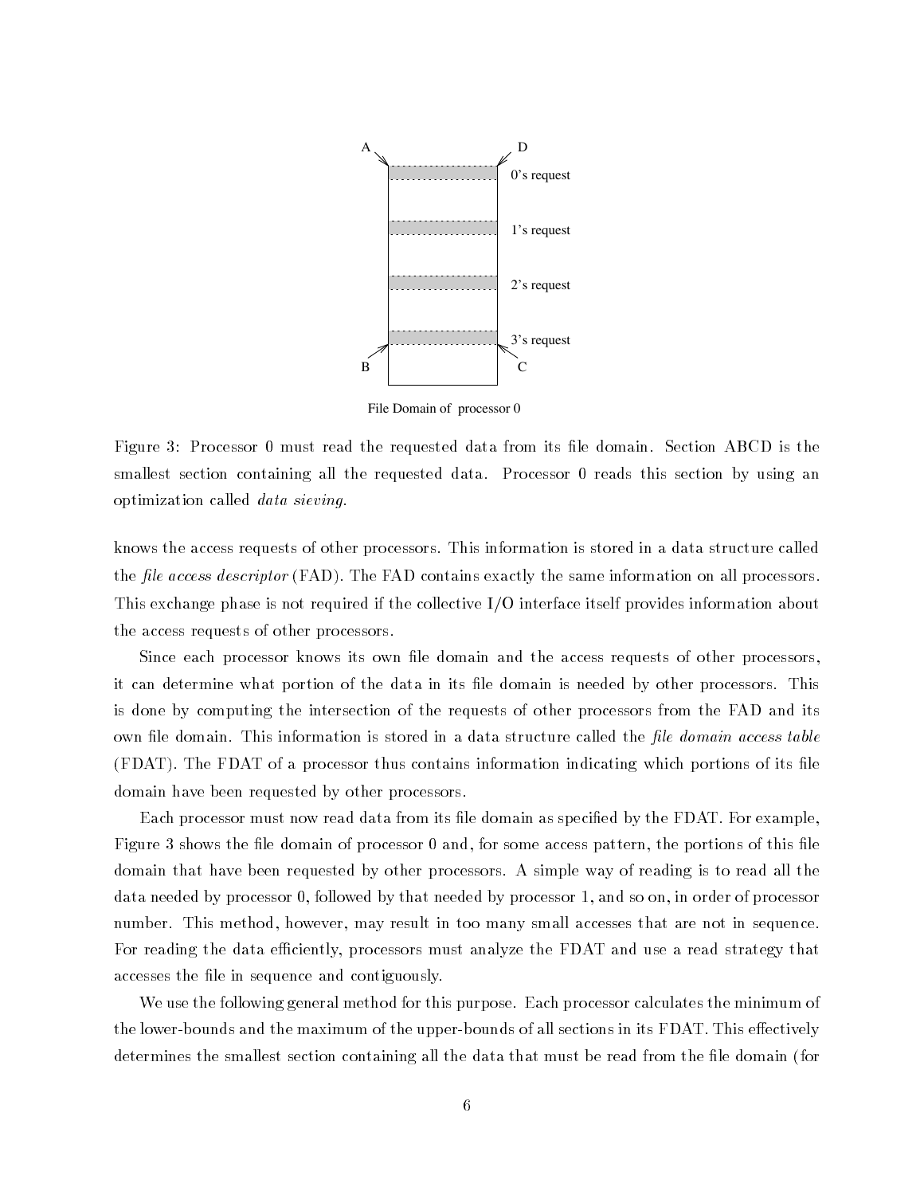A D

0's request

1's request

2's request

3's request

B C

File Domain of processor 0

Figure 3: Processor 0 must read the requested data from its file domain. Section ABCD is the smallest section containing all the requested data. Processor 0 reads this section by using an optimization called *data sieving*.

knows the access requests of other processors. This information is stored in a data structure called the *file access descriptor* (FAD). The FAD contains exactly the same information on all processors. This exchange phase is not required if the collective I/O interface itself provides information about the access requests of other processors.

Since each processor knows its own file domain and the access requests of other processors, it can determine what portion of the data in its file domain is needed by other processors. This is done by computing the intersection of the requests of other processors from the FAD and its own file domain. This information is stored in a data structure called the *file domain access table* (FDAT). The FDAT of a processor thus contains information indicating which portions of its file domain have been requested by other processors.

Each processor must now read data from its file domain as specified by the FDAT. For example, Figure 3 shows the file domain of processor 0 and, for some access pattern, the portions of this file domain that have been requested by other processors. A simple way of reading is to read all the data needed by processor 0, followed by that needed by processor 1, and so on, in order of processor number. This method, however, may result in too many small accesses that are not in sequence. For reading the data efficiently, processors must analyze the FDAT and use a read strategy that accesses the file in sequence and contiguously.

We use the following general method for this purpose. Each processor calculates the minimum of the lower-bounds and the maximum of the upper-bounds of all sections in its FDAT. This effectively determines the smallest section containing all the data that must be read from the file domain (for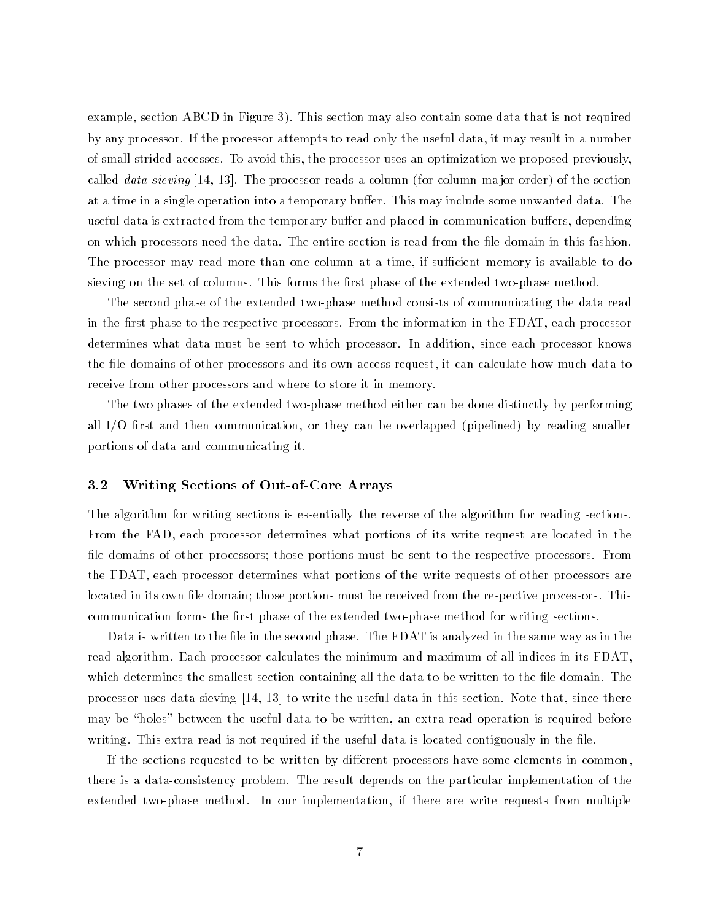example, section ABCD in Figure 3). This section may also contain some data that is not required by any processor. If the processor attempts to read only the useful data, it may result in a number of small strided accesses. To avoid this, the processor uses an optimization we proposed previously, called *data sieving* [14, 13]. The processor reads a column (for column-major order) of the section at a time in a single operation into a temporary buffer. This may include some unwanted data. The useful data is extracted from the temporary buffer and placed in communication buffers, depending on which processors need the data. The entire section is read from the file domain in this fashion. The processor may read more than one column at a time, if sufficient memory is available to do sieving on the set of columns. This forms the first phase of the extended two-phase method.

The second phase of the extended two-phase method consists of communicating the data read in the first phase to the respective processors. From the information in the FDAT, each processor determines what data must be sent to which processor. In addition, since each processor knows the file domains of other processors and its own access request, it can calculate how much data to receive from other processors and where to store it in memory.

The two phases of the extended two-phase method either can be done distinctly by performing all I/O first and then communication, or they can be overlapped (pipelined) by reading smaller portions of data and communicating it.

### 3.2 Writing Sections of Out-of-Core Arrays

The algorithm for writing sections is essentially the reverse of the algorithm for reading sections. From the FAD, each processor determines what portions of its write request are located in the file domains of other processors; those portions must be sent to the respective processors. From the FDAT, each processor determines what portions of the write requests of other processors are located in its own file domain; those portions must be received from the respective processors. This communication forms the first phase of the extended two-phase method for writing sections.

Data is written to the file in the second phase. The FDAT is analyzed in the same way as in the read algorithm. Each processor calculates the minimum and maximum of all indices in its FDAT, which determines the smallest section containing all the data to be written to the file domain. The processor uses data sieving [14, 13] to write the useful data in this section. Note that, since there may be "holes" between the useful data to be written, an extra read operation is required before writing. This extra read is not required if the useful data is located contiguously in the file.

If the sections requested to be written by different processors have some elements in common, there is a data-consistency problem. The result depends on the particular implementation of the extended two-phase method. In our implementation, if there are write requests from multiple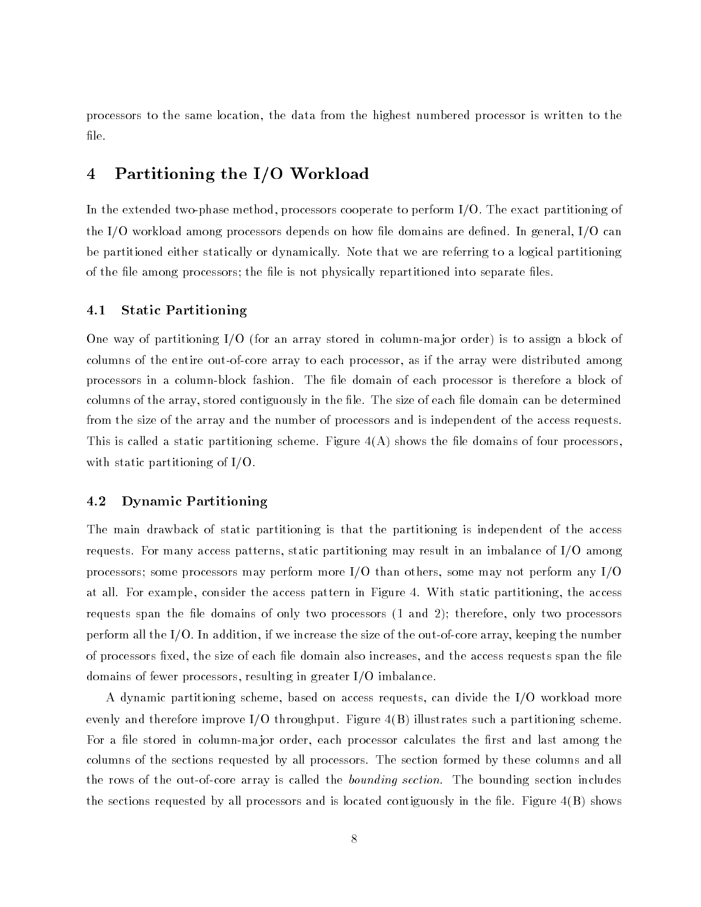processors to the same location, the data from the highest numbered processor is written to the file.

## 4 Partitioning the I/O Workload

In the extended two-phase method, processors cooperate to perform I/O. The exact partitioning of the I/O workload among processors depends on how file domains are defined. In general, I/O can be partitioned either statically or dynamically. Note that we are referring to a logical partitioning of the file among processors; the file is not physically repartitioned into separate files.

### 4.1 Static Partitioning

One way of partitioning I/O (for an array stored in column-major order) is to assign a block of columns of the entire out-of-core array to each processor, as if the array were distributed among processors in a column-block fashion. The file domain of each processor is therefore a block of columns of the array, stored contiguously in the file. The size of each file domain can be determined from the size of the array and the number of processors and is independent of the access requests. This is called a static partitioning scheme. Figure 4(A) shows the file domains of four processors, with static partitioning of I/O.

### 4.2 Dynamic Partitioning

The main drawback of static partitioning is that the partitioning is independent of the access requests. For many access patterns, static partitioning may result in an imbalance of I/O among processors; some processors may perform more I/O than others, some may not perform any I/O at all. For example, consider the access pattern in Figure 4. With static partitioning, the access requests span the file domains of only two processors (1 and 2); therefore, only two processors perform all the I/O. In addition, if we increase the size of the out-of-core array, keeping the number of processors fixed, the size of each file domain also increases, and the access requests span the file domains of fewer processors, resulting in greater I/O imbalance.

A dynamic partitioning scheme, based on access requests, can divide the I/O workload more evenly and therefore improve I/O throughput. Figure 4(B) illustrates such a partitioning scheme. For a file stored in column-major order, each processor calculates the first and last among the columns of the sections requested by all processors. The section formed by these columns and all the rows of the out-of-core array is called the *bounding section*. The bounding section includes the sections requested by all processors and is located contiguously in the file. Figure 4(B) shows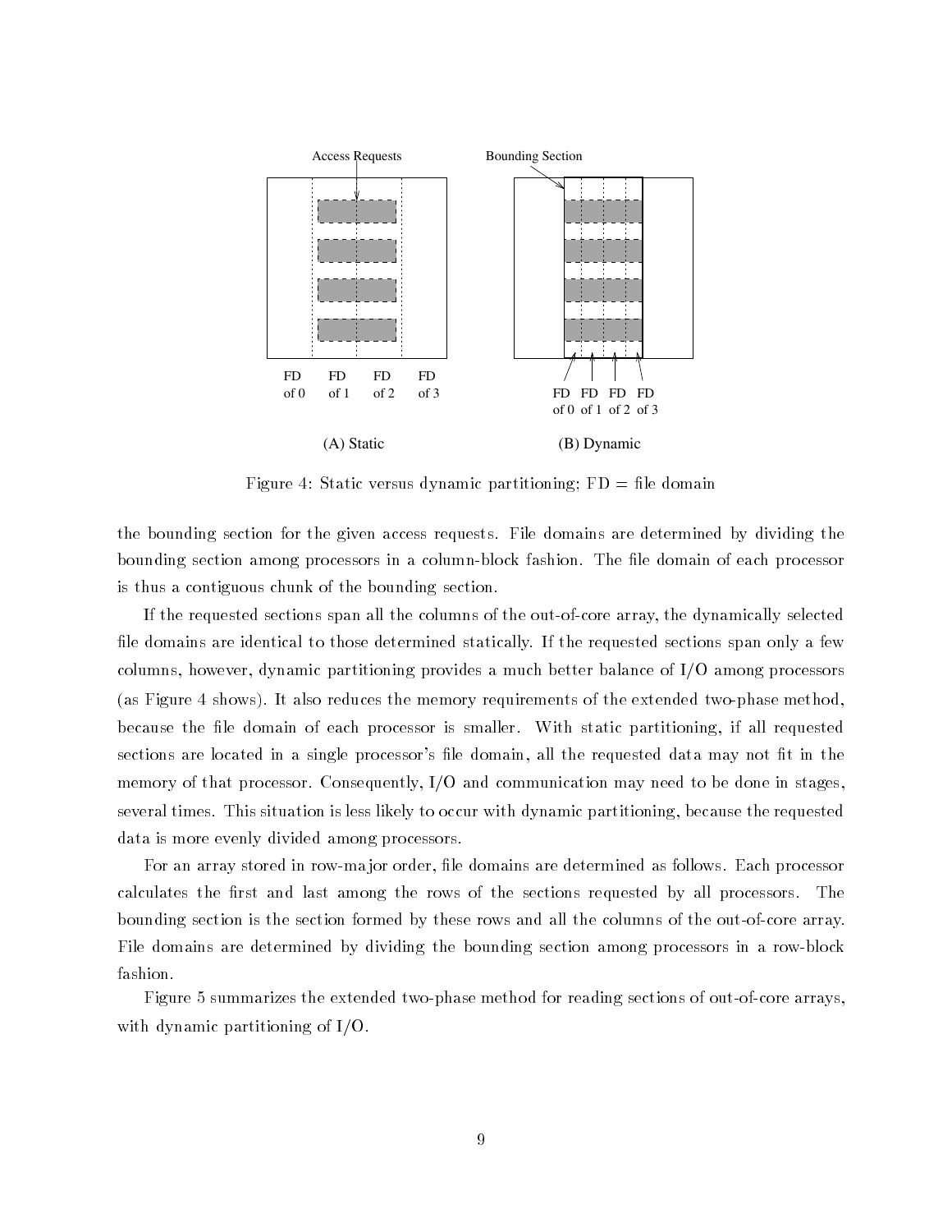Access Requests

Bounding Section

FD of 0 FD of 1 FD of 2 FD of 3

(A) Static

FD of 0 FD of 1 FD of 2 FD of 3

(B) Dynamic

Figure 4: Static versus dynamic partitioning; FD = file domain

the bounding section for the given access requests. File domains are determined by dividing the bounding section among processors in a column-block fashion. The file domain of each processor is thus a contiguous chunk of the bounding section.

If the requested sections span all the columns of the out-of-core array, the dynamically selected file domains are identical to those determined statically. If the requested sections span only a few columns, however, dynamic partitioning provides a much better balance of I/O among processors (as Figure 4 shows). It also reduces the memory requirements of the extended two-phase method, because the file domain of each processor is smaller. With static partitioning, if all requested sections are located in a single processor's file domain, all the requested data may not fit in the memory of that processor. Consequently, I/O and communication may need to be done in stages, several times. This situation is less likely to occur with dynamic partitioning, because the requested data is more evenly divided among processors.

For an array stored in row-major order, file domains are determined as follows. Each processor calculates the first and last among the rows of the sections requested by all processors. The bounding section is the section formed by these rows and all the columns of the out-of-core array. File domains are determined by dividing the bounding section among processors in a row-block fashion.

Figure 5 summarizes the extended two-phase method for reading sections of out-of-core arrays, with dynamic partitioning of I/O.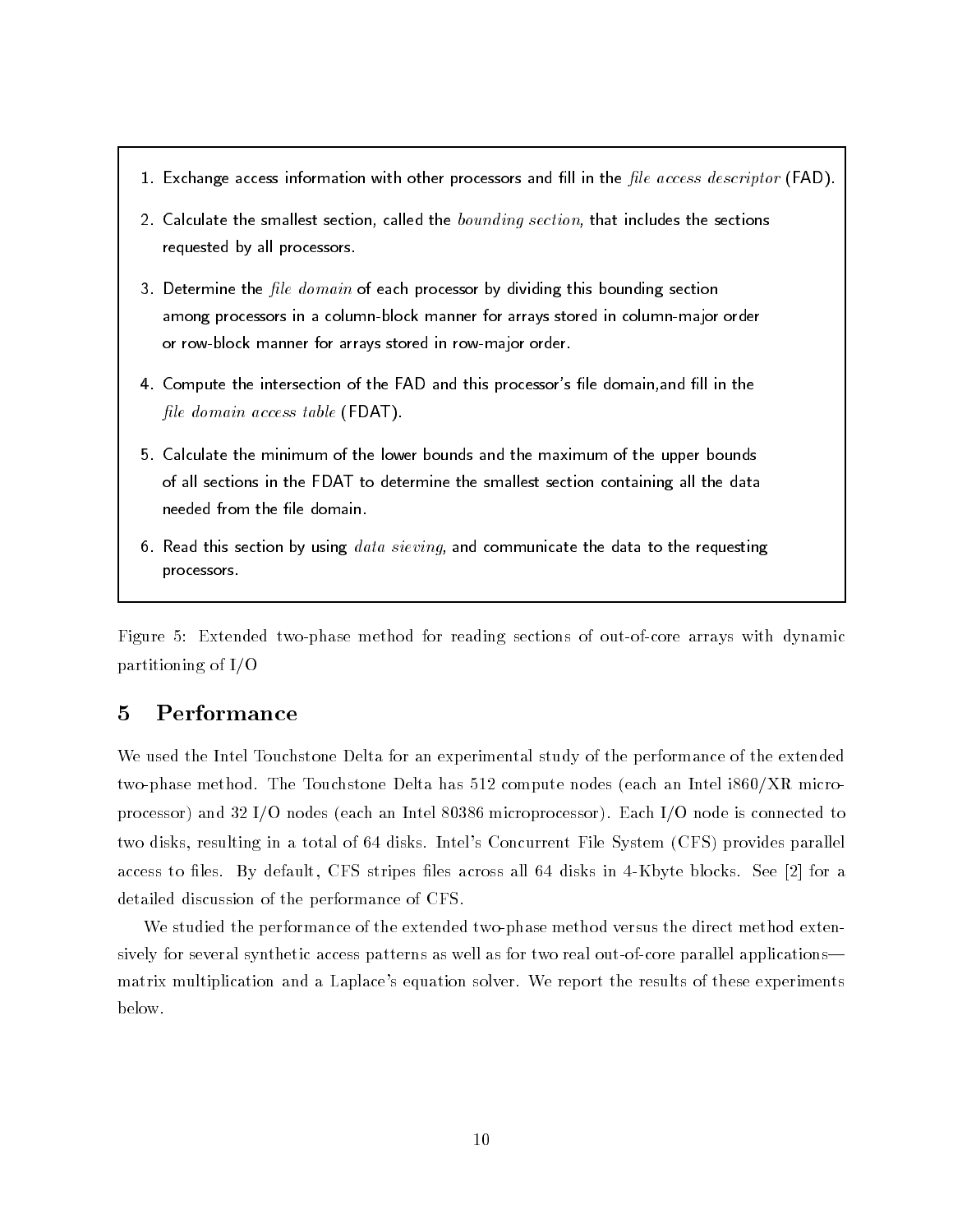1. Exchange access information with other processors and fill in the *file access descriptor* (FAD).
2. Calculate the smallest section, called the *bounding section*, that includes the sections requested by all processors.
3. Determine the *file domain* of each processor by dividing this bounding section among processors in a column-block manner for arrays stored in column-major order or row-block manner for arrays stored in row-major order.
4. Compute the intersection of the FAD and this processor's file domain,and fill in the *file domain access table* (FDAT).
5. Calculate the minimum of the lower bounds and the maximum of the upper bounds of all sections in the FDAT to determine the smallest section containing all the data needed from the file domain.
6. Read this section by using *data sieving*, and communicate the data to the requesting processors.

Figure 5: Extended two-phase method for reading sections of out-of-core arrays with dynamic partitioning of I/O

# 5 Performance

We used the Intel Touchstone Delta for an experimental study of the performance of the extended two-phase method. The Touchstone Delta has 512 compute nodes (each an Intel i860/XR microprocessor) and 32 I/O nodes (each an Intel 80386 microprocessor). Each I/O node is connected to two disks, resulting in a total of 64 disks. Intel's Concurrent File System (CFS) provides parallel access to files. By default, CFS stripes files across all 64 disks in 4-Kbyte blocks. See [2] for a detailed discussion of the performance of CFS.

We studied the performance of the extended two-phase method versus the direct method extensively for several synthetic access patterns as well as for two real out-of-core parallel applications—matrix multiplication and a Laplace's equation solver. We report the results of these experiments below.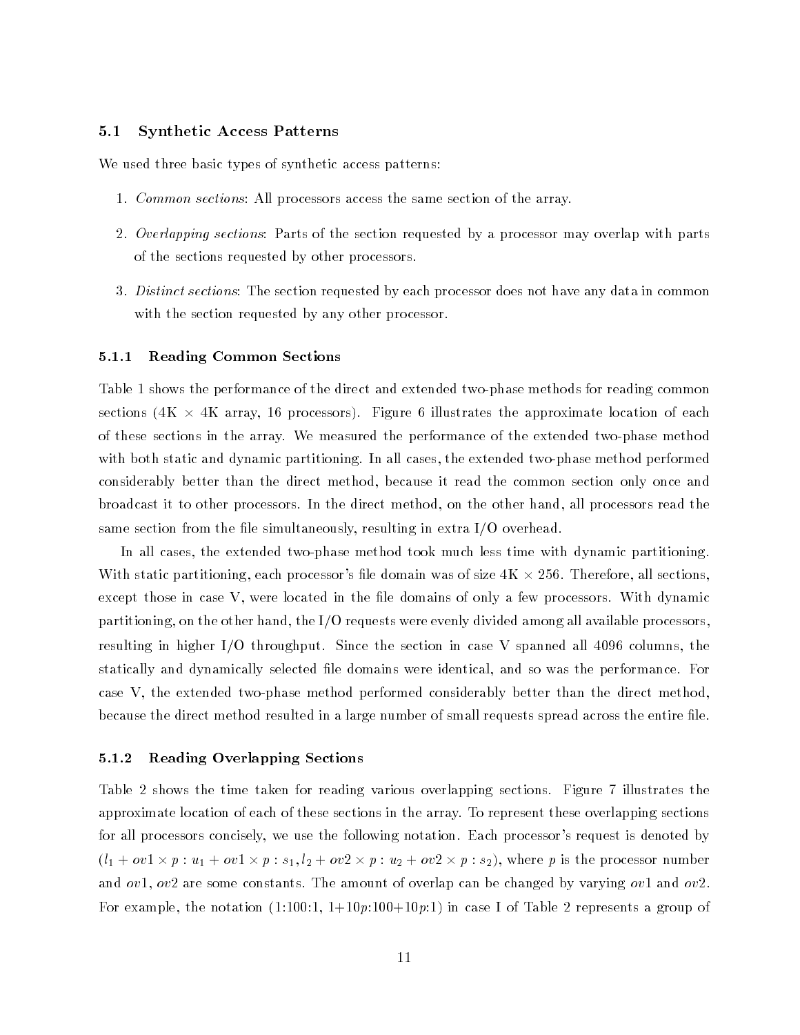### 5.1 Synthetic Access Patterns

We used three basic types of synthetic access patterns:

1. *Common sections*: All processors access the same section of the array.
2. *Overlapping sections*: Parts of the section requested by a processor may overlap with parts of the sections requested by other processors.
3. *Distinct sections*: The section requested by each processor does not have any data in common with the section requested by any other processor.

#### 5.1.1 Reading Common Sections

Table 1 shows the performance of the direct and extended two-phase methods for reading common sections (4K $\times$ 4K array, 16 processors). Figure 6 illustrates the approximate location of each of these sections in the array. We measured the performance of the extended two-phase method with both static and dynamic partitioning. In all cases, the extended two-phase method performed considerably better than the direct method, because it read the common section only once and broadcast it to other processors. In the direct method, on the other hand, all processors read the same section from the file simultaneously, resulting in extra I/O overhead.

In all cases, the extended two-phase method took much less time with dynamic partitioning. With static partitioning, each processor's file domain was of size 4K $\times$ 256. Therefore, all sections, except those in case V, were located in the file domains of only a few processors. With dynamic partitioning, on the other hand, the I/O requests were evenly divided among all available processors, resulting in higher I/O throughput. Since the section in case V spanned all 4096 columns, the statically and dynamically selected file domains were identical, and so was the performance. For case V, the extended two-phase method performed considerably better than the direct method, because the direct method resulted in a large number of small requests spread across the entire file.

#### 5.1.2 Reading Overlapping Sections

Table 2 shows the time taken for reading various overlapping sections. Figure 7 illustrates the approximate location of each of these sections in the array. To represent these overlapping sections for all processors concisely, we use the following notation. Each processor's request is denoted by $(l_1 + ov1 \times p : u_1 + ov1 \times p : s_1, l_2 + ov2 \times p : u_2 + ov2 \times p : s_2)$, where $p$ is the processor number and $ov1$, $ov2$ are some constants. The amount of overlap can be changed by varying $ov1$ and $ov2$. For example, the notation (1:100:1, 1+10$p$:100+10$p$:1) in case I of Table 2 represents a group of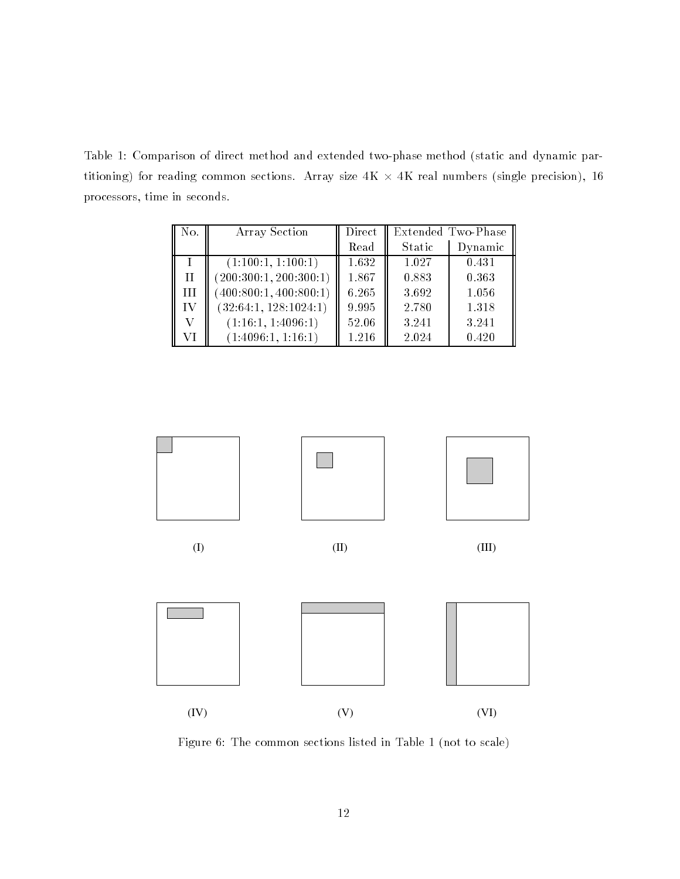Table 1: Comparison of direct method and extended two-phase method (static and dynamic partitioning) for reading common sections. Array size 4K $\times$ 4K real numbers (single precision), 16 processors, time in seconds.

| No. | Array Section | Direct Read | Extended Two-Phase Static | Extended Two-Phase Dynamic |
|---|---|---|---|---|
| I | (1:100:1, 1:100:1) | 1.632 | 1.027 | 0.431 |
| II | (200:300:1, 200:300:1) | 1.867 | 0.883 | 0.363 |
| III | (400:800:1, 400:800:1) | 6.265 | 3.692 | 1.056 |
| IV | (32:64:1, 128:1024:1) | 9.995 | 2.780 | 1.318 |
| V | (1:16:1, 1:4096:1) | 52.06 | 3.241 | 3.241 |
| VI | (1:4096:1, 1:16:1) | 1.216 | 2.024 | 0.420 |

(I) (II) (III)

(IV) (V) (VI)

Figure 6: The common sections listed in Table 1 (not to scale)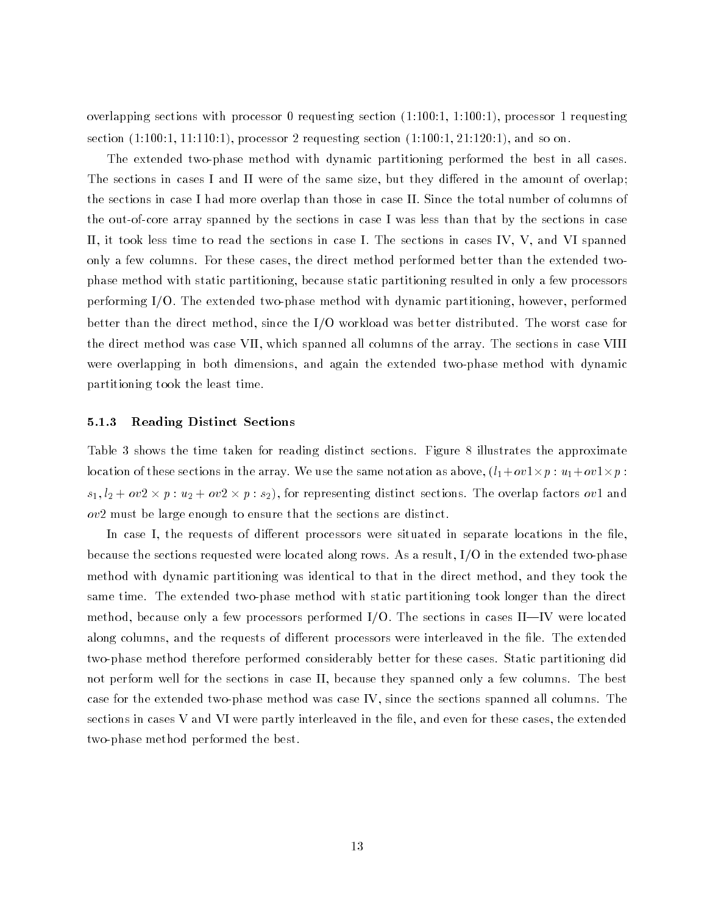overlapping sections with processor 0 requesting section (1:100:1, 1:100:1), processor 1 requesting section (1:100:1, 11:110:1), processor 2 requesting section (1:100:1, 21:120:1), and so on.

The extended two-phase method with dynamic partitioning performed the best in all cases. The sections in cases I and II were of the same size, but they differed in the amount of overlap; the sections in case I had more overlap than those in case II. Since the total number of columns of the out-of-core array spanned by the sections in case I was less than that by the sections in case II, it took less time to read the sections in case I. The sections in cases IV, V, and VI spanned only a few columns. For these cases, the direct method performed better than the extended two-phase method with static partitioning, because static partitioning resulted in only a few processors performing I/O. The extended two-phase method with dynamic partitioning, however, performed better than the direct method, since the I/O workload was better distributed. The worst case for the direct method was case VII, which spanned all columns of the array. The sections in case VIII were overlapping in both dimensions, and again the extended two-phase method with dynamic partitioning took the least time.

### 5.1.3 Reading Distinct Sections

Table 3 shows the time taken for reading distinct sections. Figure 8 illustrates the approximate location of these sections in the array. We use the same notation as above, $(l_1 + ov1 \times p : u_1 + ov1 \times p : s_1, l_2 + ov2 \times p : u_2 + ov2 \times p : s_2)$, for representing distinct sections. The overlap factors $ov1$ and $ov2$ must be large enough to ensure that the sections are distinct.

In case I, the requests of different processors were situated in separate locations in the file, because the sections requested were located along rows. As a result, I/O in the extended two-phase method with dynamic partitioning was identical to that in the direct method, and they took the same time. The extended two-phase method with static partitioning took longer than the direct method, because only a few processors performed I/O. The sections in cases II—IV were located along columns, and the requests of different processors were interleaved in the file. The extended two-phase method therefore performed considerably better for these cases. Static partitioning did not perform well for the sections in case II, because they spanned only a few columns. The best case for the extended two-phase method was case IV, since the sections spanned all columns. The sections in cases V and VI were partly interleaved in the file, and even for these cases, the extended two-phase method performed the best.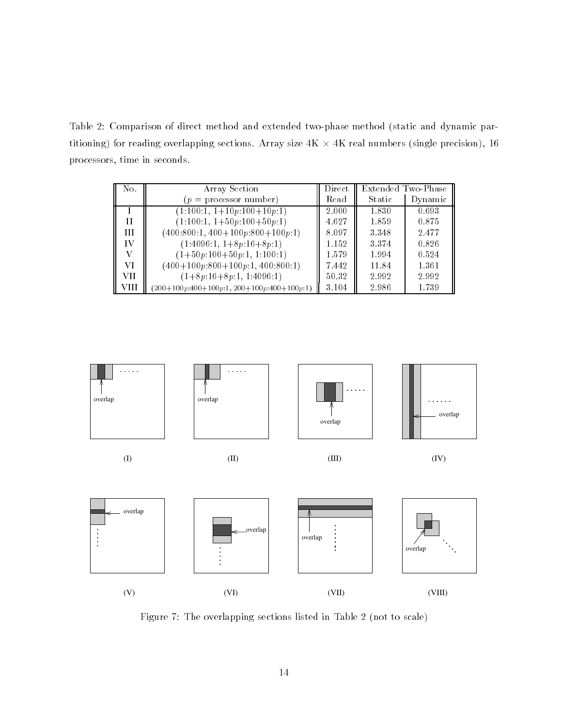Table 2: Comparison of direct method and extended two-phase method (static and dynamic partitioning) for reading overlapping sections. Array size 4K × 4K real numbers (single precision), 16 processors, time in seconds.

| No. | Array Section ($p$ = processor number) | Direct Read | Extended Two-Phase Static | Extended Two-Phase Dynamic |
|---|---|---|---|---|
| I | (1:100:1, 1+10$p$:100+10$p$:1) | 2.000 | 1.830 | 0.693 |
| II | (1:100:1, 1+50$p$:100+50$p$:1) | 4.627 | 1.859 | 0.875 |
| III | (400:800:1, 400+100$p$:800+100$p$:1) | 8.097 | 3.348 | 2.477 |
| IV | (1:4096:1, 1+8$p$:16+8$p$:1) | 1.152 | 3.374 | 0.826 |
| V | (1+50$p$:100+50$p$:1, 1:100:1) | 1.579 | 1.994 | 0.524 |
| VI | (400+100$p$:800+100$p$:1, 400:800:1) | 7.442 | 11.84 | 1.361 |
| VII | (1+8$p$:16+8$p$:1, 1:4096:1) | 50.32 | 2.992 | 2.992 |
| VIII | (200+100$p$:400+100$p$:1, 200+100$p$:400+100$p$:1) | 3.104 | 2.986 | 1.739 |

overlap

(I) (II) (III) (IV)

(V) (VI) (VII) (VIII)

Figure 7: The overlapping sections listed in Table 2 (not to scale)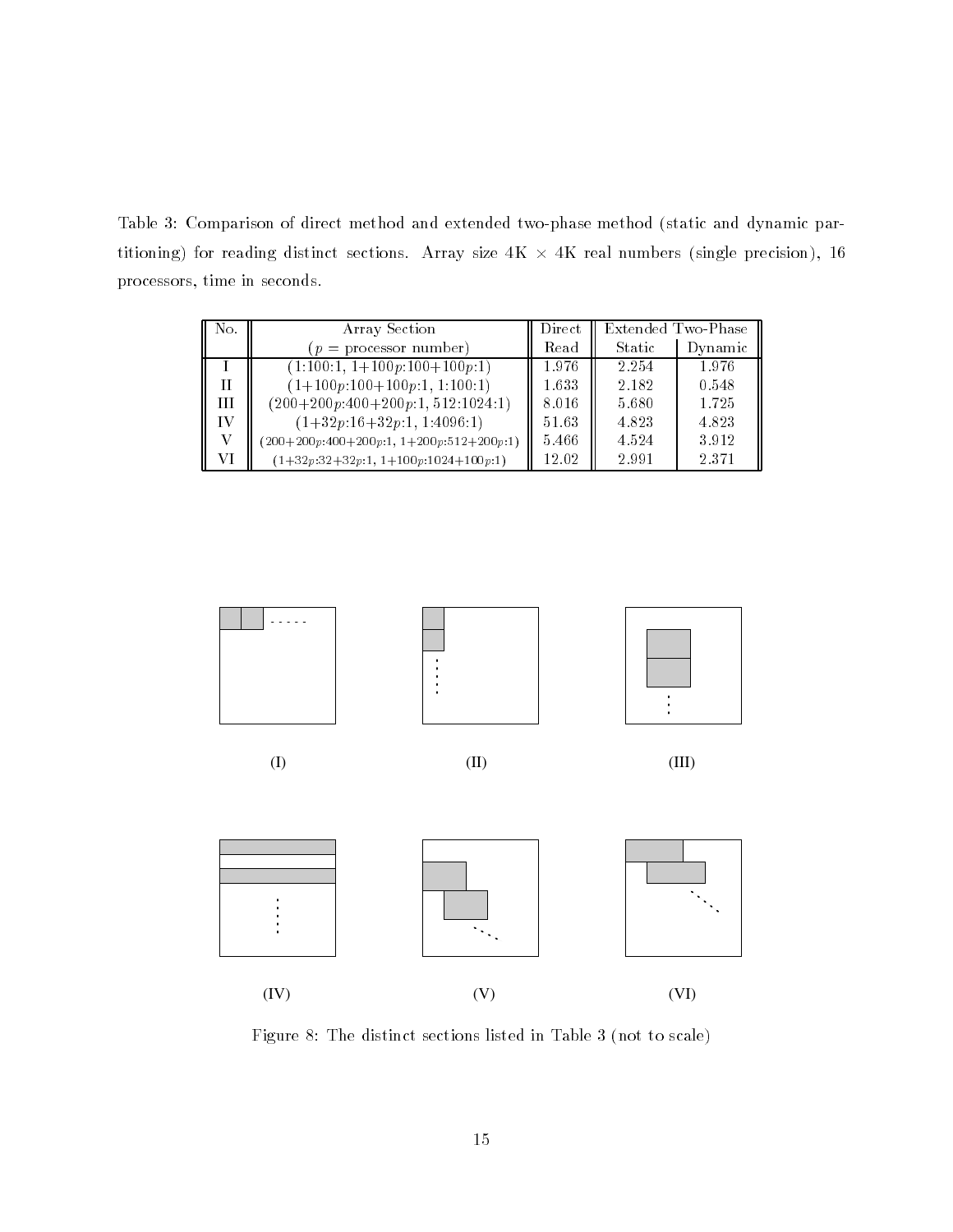Table 3: Comparison of direct method and extended two-phase method (static and dynamic partitioning) for reading distinct sections. Array size 4K × 4K real numbers (single precision), 16 processors, time in seconds.

| No. | Array Section ($p$ = processor number) | Direct Read | Extended Two-Phase | |
|---|---|---|---|---|
| | | | Static | Dynamic |
| I | (1:100:1, 1+100$p$:100+100$p$:1) | 1.976 | 2.254 | 1.976 |
| II | (1+100$p$:100+100$p$:1, 1:100:1) | 1.633 | 2.182 | 0.548 |
| III | (200+200$p$:400+200$p$:1, 512:1024:1) | 8.016 | 5.680 | 1.725 |
| IV | (1+32$p$:16+32$p$:1, 1:4096:1) | 51.63 | 4.823 | 4.823 |
| V | (200+200$p$:400+200$p$:1, 1+200$p$:512+200$p$:1) | 5.466 | 4.524 | 3.912 |
| VI | (1+32$p$:32+32$p$:1, 1+100$p$:1024+100$p$:1) | 12.02 | 2.991 | 2.371 |

(I)

(II)

(III)

(IV)

(V)

(VI)

Figure 8: The distinct sections listed in Table 3 (not to scale)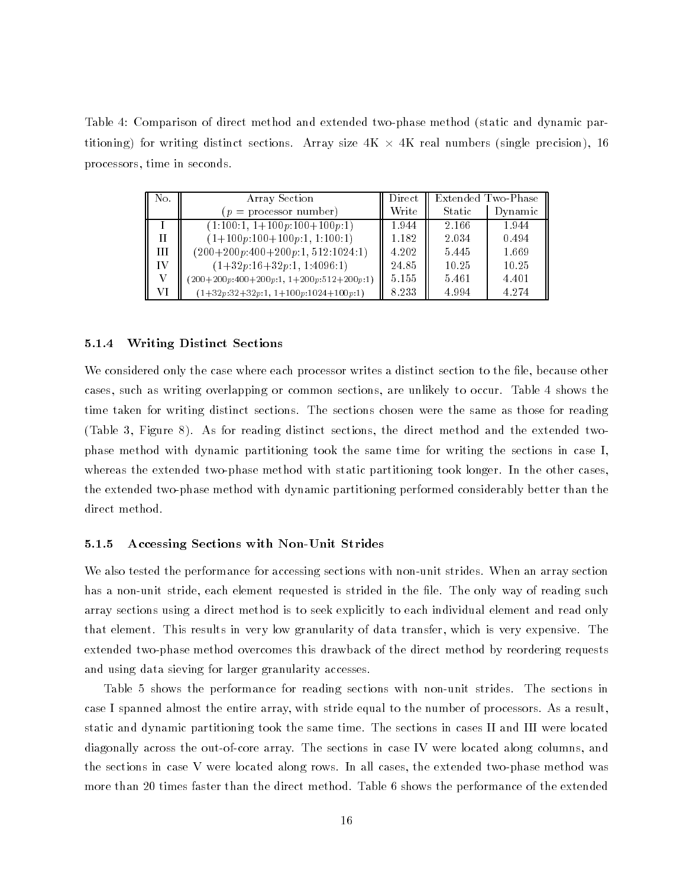Table 4: Comparison of direct method and extended two-phase method (static and dynamic partitioning) for writing distinct sections. Array size 4K $\times$ 4K real numbers (single precision), 16 processors, time in seconds.

| No. | Array Section ($p$ = processor number) | Direct Write | Extended Two-Phase | |
|---|---|---|---|---|
| | | | Static | Dynamic |
| I | (1:100:1, 1+100$p$:100+100$p$:1) | 1.944 | 2.166 | 1.944 |
| II | (1+100$p$:100+100$p$:1, 1:100:1) | 1.182 | 2.034 | 0.494 |
| III | (200+200$p$:400+200$p$:1, 512:1024:1) | 4.202 | 5.445 | 1.669 |
| IV | (1+32$p$:16+32$p$:1, 1:4096:1) | 24.85 | 10.25 | 10.25 |
| V | (200+200$p$:400+200$p$:1, 1+200$p$:512+200$p$:1) | 5.155 | 5.461 | 4.401 |
| VI | (1+32$p$:32+32$p$:1, 1+100$p$:1024+100$p$:1) | 8.233 | 4.994 | 4.274 |

### 5.1.4 Writing Distinct Sections

We considered only the case where each processor writes a distinct section to the file, because other cases, such as writing overlapping or common sections, are unlikely to occur. Table 4 shows the time taken for writing distinct sections. The sections chosen were the same as those for reading (Table 3, Figure 8). As for reading distinct sections, the direct method and the extended two-phase method with dynamic partitioning took the same time for writing the sections in case I, whereas the extended two-phase method with static partitioning took longer. In the other cases, the extended two-phase method with dynamic partitioning performed considerably better than the direct method.

### 5.1.5 Accessing Sections with Non-Unit Strides

We also tested the performance for accessing sections with non-unit strides. When an array section has a non-unit stride, each element requested is strided in the file. The only way of reading such array sections using a direct method is to seek explicitly to each individual element and read only that element. This results in very low granularity of data transfer, which is very expensive. The extended two-phase method overcomes this drawback of the direct method by reordering requests and using data sieving for larger granularity accesses.

Table 5 shows the performance for reading sections with non-unit strides. The sections in case I spanned almost the entire array, with stride equal to the number of processors. As a result, static and dynamic partitioning took the same time. The sections in cases II and III were located diagonally across the out-of-core array. The sections in case IV were located along columns, and the sections in case V were located along rows. In all cases, the extended two-phase method was more than 20 times faster than the direct method. Table 6 shows the performance of the extended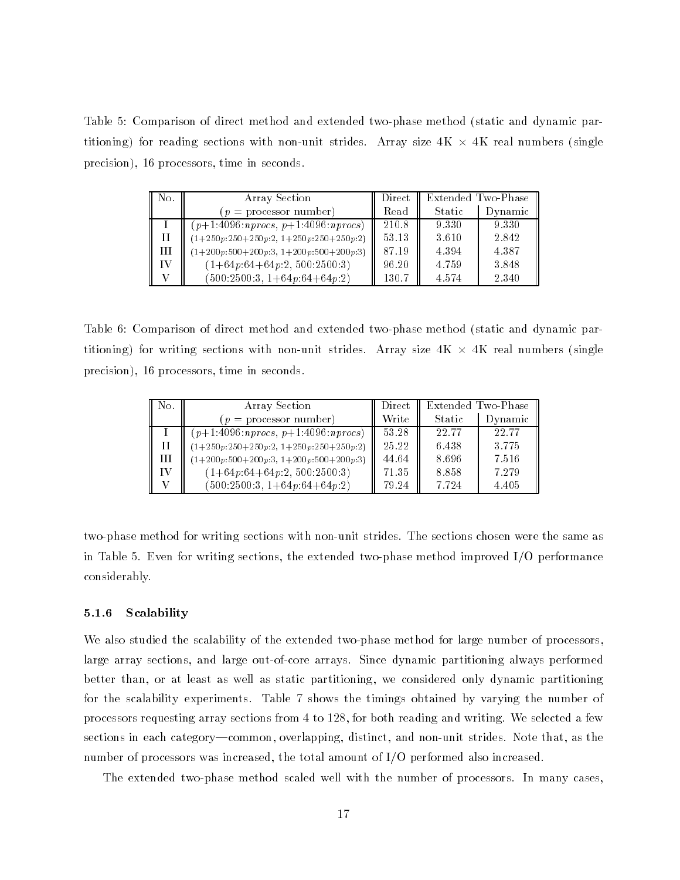Table 5: Comparison of direct method and extended two-phase method (static and dynamic partitioning) for reading sections with non-unit strides. Array size 4K × 4K real numbers (single precision), 16 processors, time in seconds.

| No. | Array Section | Direct | Extended Two-Phase | |
|---|---|---|---|---|
| | ($p$ = processor number) | Read | Static | Dynamic |
| I | ($p$+1:4096:$nprocs$, $p$+1:4096:$nprocs$) | 210.8 | 9.330 | 9.330 |
| II | (1+250$p$:250+250$p$:2, 1+250$p$:250+250$p$:2) | 53.13 | 3.610 | 2.842 |
| III | (1+200$p$:500+200$p$:3, 1+200$p$:500+200$p$:3) | 87.19 | 4.394 | 4.387 |
| IV | (1+64$p$:64+64$p$:2, 500:2500:3) | 96.20 | 4.759 | 3.848 |
| V | (500:2500:3, 1+64$p$:64+64$p$:2) | 130.7 | 4.574 | 2.340 |

Table 6: Comparison of direct method and extended two-phase method (static and dynamic partitioning) for writing sections with non-unit strides. Array size 4K × 4K real numbers (single precision), 16 processors, time in seconds.

| No. | Array Section | Direct | Extended Two-Phase | |
|---|---|---|---|---|
| | ($p$ = processor number) | Write | Static | Dynamic |
| I | ($p$+1:4096:$nprocs$, $p$+1:4096:$nprocs$) | 53.28 | 22.77 | 22.77 |
| II | (1+250$p$:250+250$p$:2, 1+250$p$:250+250$p$:2) | 25.22 | 6.438 | 3.775 |
| III | (1+200$p$:500+200$p$:3, 1+200$p$:500+200$p$:3) | 44.64 | 8.696 | 7.516 |
| IV | (1+64$p$:64+64$p$:2, 500:2500:3) | 71.35 | 8.858 | 7.279 |
| V | (500:2500:3, 1+64$p$:64+64$p$:2) | 79.24 | 7.724 | 4.405 |

two-phase method for writing sections with non-unit strides. The sections chosen were the same as in Table 5. Even for writing sections, the extended two-phase method improved I/O performance considerably.

#### 5.1.6 Scalability

We also studied the scalability of the extended two-phase method for large number of processors, large array sections, and large out-of-core arrays. Since dynamic partitioning always performed better than, or at least as well as static partitioning, we considered only dynamic partitioning for the scalability experiments. Table 7 shows the timings obtained by varying the number of processors requesting array sections from 4 to 128, for both reading and writing. We selected a few sections in each category—common, overlapping, distinct, and non-unit strides. Note that, as the number of processors was increased, the total amount of I/O performed also increased.

The extended two-phase method scaled well with the number of processors. In many cases,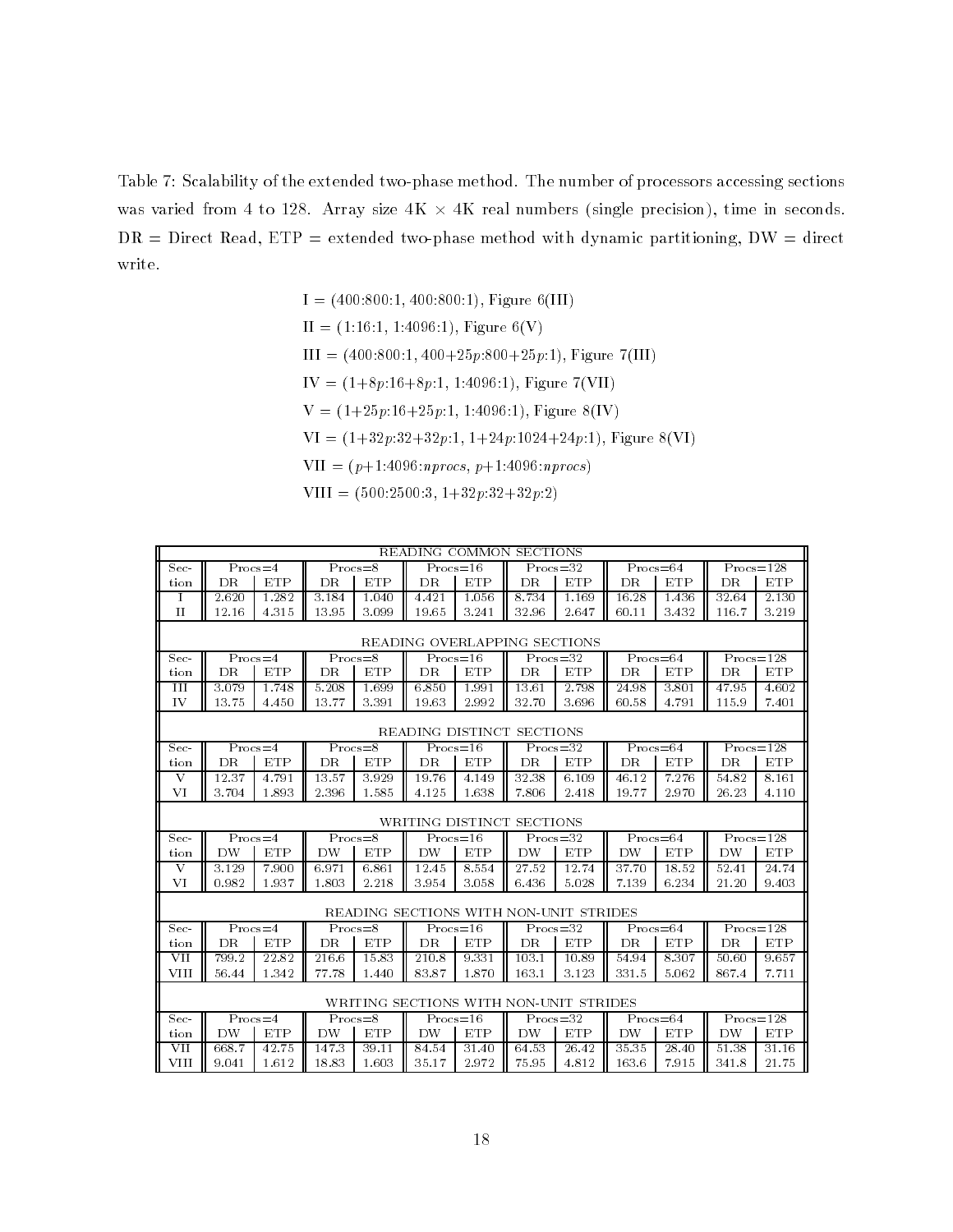Table 7: Scalability of the extended two-phase method. The number of processors accessing sections was varied from 4 to 128. Array size 4K × 4K real numbers (single precision), time in seconds. DR = Direct Read, ETP = extended two-phase method with dynamic partitioning, DW = direct write.

I = (400:800:1, 400:800:1), Figure 6(III)

II = (1:16:1, 1:4096:1), Figure 6(V)

III = (400:800:1, 400+25*p*:800+25*p*:1), Figure 7(III)

IV = (1+8*p*:16+8*p*:1, 1:4096:1), Figure 7(VII)

V = (1+25*p*:16+25*p*:1, 1:4096:1), Figure 8(IV)

VI = (1+32*p*:32+32*p*:1, 1+24*p*:1024+24*p*:1), Figure 8(VI)

VII = (*p*+1:4096:*nprocs*, *p*+1:4096:*nprocs*)

VIII = (500:2500:3, 1+32*p*:32+32*p*:2)

| READING COMMON SECTIONS | | | | | | | | | | | | |
|---|---|---|---|---|---|---|---|---|---|---|---|---|
| Section | Procs=4 | | Procs=8 | | Procs=16 | | Procs=32 | | Procs=64 | | Procs=128 | |
| | DR | ETP | DR | ETP | DR | ETP | DR | ETP | DR | ETP | DR | ETP |
| I | 2.620 | 1.282 | 3.184 | 1.040 | 4.421 | 1.056 | 8.734 | 1.169 | 16.28 | 1.436 | 32.64 | 2.130 |
| II | 12.16 | 4.315 | 13.95 | 3.099 | 19.65 | 3.241 | 32.96 | 2.647 | 60.11 | 3.432 | 116.7 | 3.219 |
| **READING OVERLAPPING SECTIONS** | | | | | | | | | | | | |
| Section | Procs=4 | | Procs=8 | | Procs=16 | | Procs=32 | | Procs=64 | | Procs=128 | |
| | DR | ETP | DR | ETP | DR | ETP | DR | ETP | DR | ETP | DR | ETP |
| III | 3.079 | 1.748 | 5.208 | 1.699 | 6.850 | 1.991 | 13.61 | 2.798 | 24.98 | 3.801 | 47.95 | 4.602 |
| IV | 13.75 | 4.450 | 13.77 | 3.391 | 19.63 | 2.992 | 32.70 | 3.696 | 60.58 | 4.791 | 115.9 | 7.401 |
| **READING DISTINCT SECTIONS** | | | | | | | | | | | | |
| Section | Procs=4 | | Procs=8 | | Procs=16 | | Procs=32 | | Procs=64 | | Procs=128 | |
| | DR | ETP | DR | ETP | DR | ETP | DR | ETP | DR | ETP | DR | ETP |
| V | 12.37 | 4.791 | 13.57 | 3.929 | 19.76 | 4.149 | 32.38 | 6.109 | 46.12 | 7.276 | 54.82 | 8.161 |
| VI | 3.704 | 1.893 | 2.396 | 1.585 | 4.125 | 1.638 | 7.806 | 2.418 | 19.77 | 2.970 | 26.23 | 4.110 |
| **WRITING DISTINCT SECTIONS** | | | | | | | | | | | | |
| Section | Procs=4 | | Procs=8 | | Procs=16 | | Procs=32 | | Procs=64 | | Procs=128 | |
| | DW | ETP | DW | ETP | DW | ETP | DW | ETP | DW | ETP | DW | ETP |
| V | 3.129 | 7.900 | 6.971 | 6.861 | 12.45 | 8.554 | 27.52 | 12.74 | 37.70 | 18.52 | 52.41 | 24.74 |
| VI | 0.982 | 1.937 | 1.803 | 2.218 | 3.954 | 3.058 | 6.436 | 5.028 | 7.139 | 6.234 | 21.20 | 9.403 |
| **READING SECTIONS WITH NON-UNIT STRIDES** | | | | | | | | | | | | |
| Section | Procs=4 | | Procs=8 | | Procs=16 | | Procs=32 | | Procs=64 | | Procs=128 | |
| | DR | ETP | DR | ETP | DR | ETP | DR | ETP | DR | ETP | DR | ETP |
| VII | 799.2 | 22.82 | 216.6 | 15.83 | 210.8 | 9.331 | 103.1 | 10.89 | 54.94 | 8.307 | 50.60 | 9.657 |
| VIII | 56.44 | 1.342 | 77.78 | 1.440 | 83.87 | 1.870 | 163.1 | 3.123 | 331.5 | 5.062 | 867.4 | 7.711 |
| **WRITING SECTIONS WITH NON-UNIT STRIDES** | | | | | | | | | | | | |
| Section | Procs=4 | | Procs=8 | | Procs=16 | | Procs=32 | | Procs=64 | | Procs=128 | |
| | DW | ETP | DW | ETP | DW | ETP | DW | ETP | DW | ETP | DW | ETP |
| VII | 668.7 | 42.75 | 147.3 | 39.11 | 84.54 | 31.40 | 64.53 | 26.42 | 35.35 | 28.40 | 51.38 | 31.16 |
| VIII | 9.041 | 1.612 | 18.83 | 1.603 | 35.17 | 2.972 | 75.95 | 4.812 | 163.6 | 7.915 | 341.8 | 21.75 |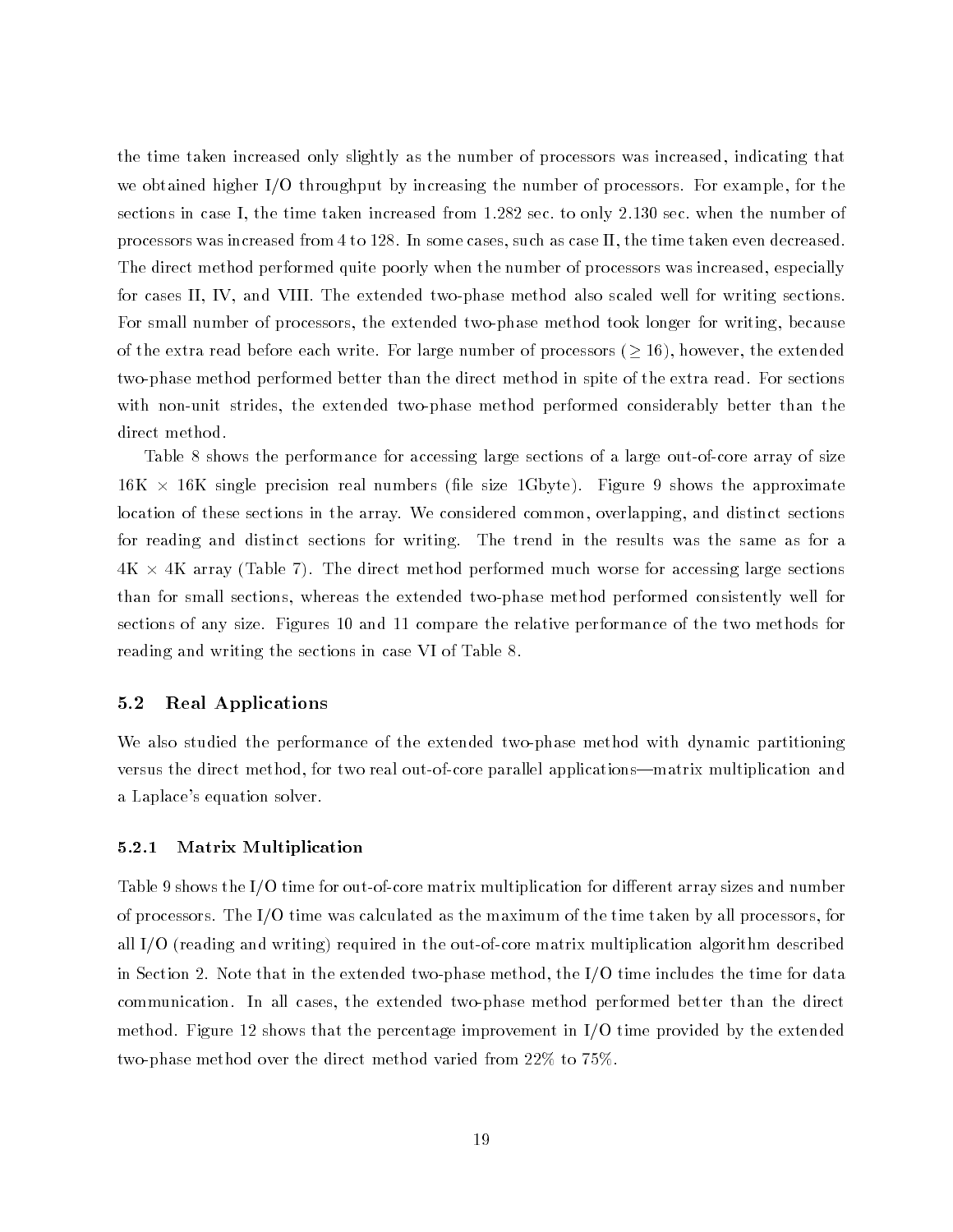the time taken increased only slightly as the number of processors was increased, indicating that we obtained higher I/O throughput by increasing the number of processors. For example, for the sections in case I, the time taken increased from 1.282 sec. to only 2.130 sec. when the number of processors was increased from 4 to 128. In some cases, such as case II, the time taken even decreased. The direct method performed quite poorly when the number of processors was increased, especially for cases II, IV, and VIII. The extended two-phase method also scaled well for writing sections. For small number of processors, the extended two-phase method took longer for writing, because of the extra read before each write. For large number of processors ($\geq 16$), however, the extended two-phase method performed better than the direct method in spite of the extra read. For sections with non-unit strides, the extended two-phase method performed considerably better than the direct method.

Table 8 shows the performance for accessing large sections of a large out-of-core array of size 16K $\times$ 16K single precision real numbers (file size 1Gbyte). Figure 9 shows the approximate location of these sections in the array. We considered common, overlapping, and distinct sections for reading and distinct sections for writing. The trend in the results was the same as for a 4K $\times$ 4K array (Table 7). The direct method performed much worse for accessing large sections than for small sections, whereas the extended two-phase method performed consistently well for sections of any size. Figures 10 and 11 compare the relative performance of the two methods for reading and writing the sections in case VI of Table 8.

## 5.2 Real Applications

We also studied the performance of the extended two-phase method with dynamic partitioning versus the direct method, for two real out-of-core parallel applications—matrix multiplication and a Laplace's equation solver.

### 5.2.1 Matrix Multiplication

Table 9 shows the I/O time for out-of-core matrix multiplication for different array sizes and number of processors. The I/O time was calculated as the maximum of the time taken by all processors, for all I/O (reading and writing) required in the out-of-core matrix multiplication algorithm described in Section 2. Note that in the extended two-phase method, the I/O time includes the time for data communication. In all cases, the extended two-phase method performed better than the direct method. Figure 12 shows that the percentage improvement in I/O time provided by the extended two-phase method over the direct method varied from 22% to 75%.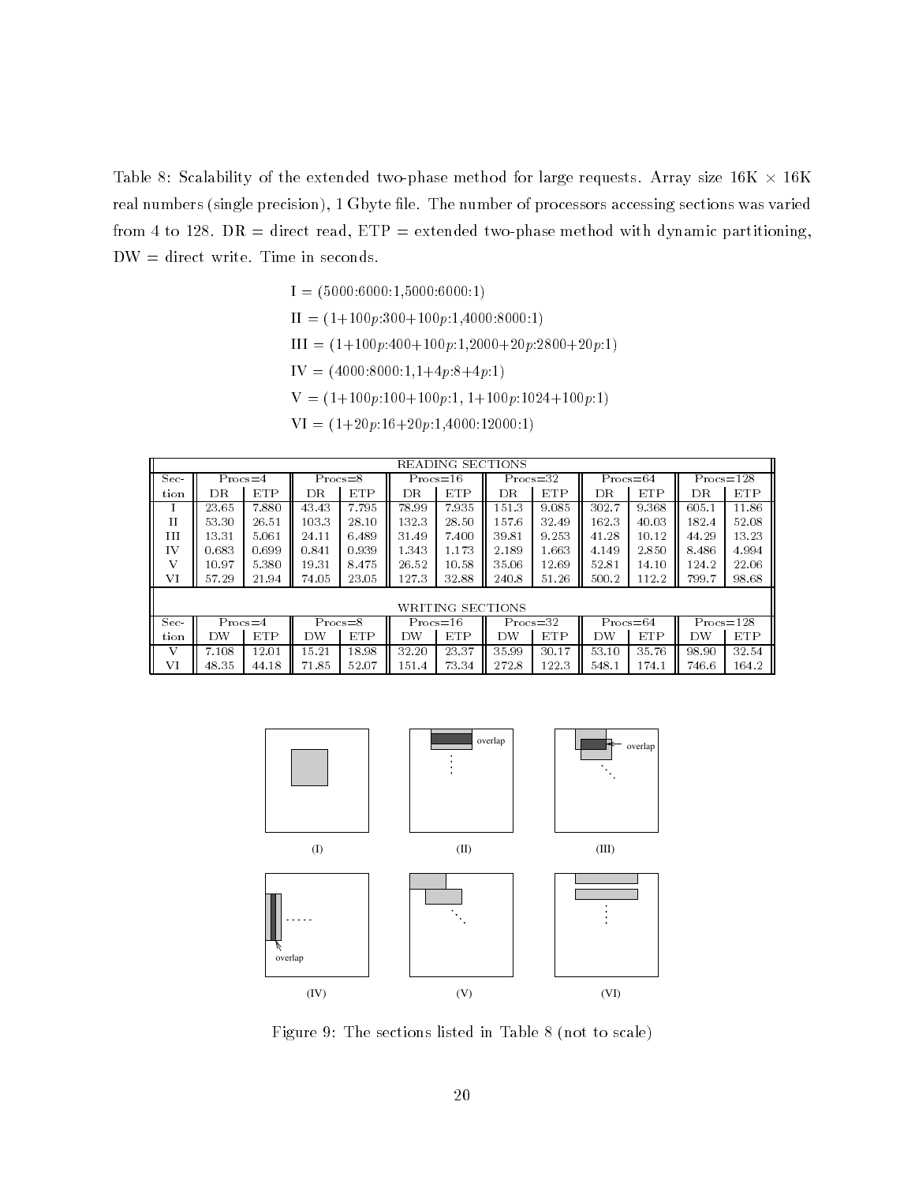Table 8: Scalability of the extended two-phase method for large requests. Array size 16K × 16K real numbers (single precision), 1 Gbyte file. The number of processors accessing sections was varied from 4 to 128. DR = direct read, ETP = extended two-phase method with dynamic partitioning, DW = direct write. Time in seconds.

I = (5000:6000:1,5000:6000:1)

II = (1+100$p$:300+100$p$:1,4000:8000:1)

III = (1+100$p$:400+100$p$:1,2000+20$p$:2800+20$p$:1)

IV = (4000:8000:1,1+4$p$:8+4$p$:1)

V = (1+100$p$:100+100$p$:1, 1+100$p$:1024+100$p$:1)

VI = (1+20$p$:16+20$p$:1,4000:12000:1)

| READING SECTIONS | | | | | | | | | | | | |
|---|---|---|---|---|---|---|---|---|---|---|---|---|
| Sec- | Procs=4 | | Procs=8 | | Procs=16 | | Procs=32 | | Procs=64 | | Procs=128 | |
| tion | DR | ETP | DR | ETP | DR | ETP | DR | ETP | DR | ETP | DR | ETP |
| I | 23.65 | 7.880 | 43.43 | 7.795 | 78.99 | 7.935 | 151.3 | 9.085 | 302.7 | 9.368 | 605.1 | 11.86 |
| II | 53.30 | 26.51 | 103.3 | 28.10 | 132.3 | 28.50 | 157.6 | 32.49 | 162.3 | 40.03 | 182.4 | 52.08 |
| III | 13.31 | 5.061 | 24.11 | 6.489 | 31.49 | 7.400 | 39.81 | 9.253 | 41.28 | 10.12 | 44.29 | 13.23 |
| IV | 0.683 | 0.699 | 0.841 | 0.939 | 1.343 | 1.173 | 2.189 | 1.663 | 4.149 | 2.850 | 8.486 | 4.994 |
| V | 10.97 | 5.380 | 19.31 | 8.475 | 26.52 | 10.58 | 35.06 | 12.69 | 52.81 | 14.10 | 124.2 | 22.06 |
| VI | 57.29 | 21.94 | 74.05 | 23.05 | 127.3 | 32.88 | 240.8 | 51.26 | 500.2 | 112.2 | 799.7 | 98.68 |
| WRITING SECTIONS | | | | | | | | | | | | |
| Sec- | Procs=4 | | Procs=8 | | Procs=16 | | Procs=32 | | Procs=64 | | Procs=128 | |
| tion | DW | ETP | DW | ETP | DW | ETP | DW | ETP | DW | ETP | DW | ETP |
| V | 7.108 | 12.01 | 15.21 | 18.98 | 32.20 | 23.37 | 35.99 | 30.17 | 53.10 | 35.76 | 98.90 | 32.54 |
| VI | 48.35 | 44.18 | 71.85 | 52.07 | 151.4 | 73.34 | 272.8 | 122.3 | 548.1 | 174.1 | 746.6 | 164.2 |

overlap

overlap

overlap

(I) (II) (III)

(IV) (V) (VI)

Figure 9: The sections listed in Table 8 (not to scale)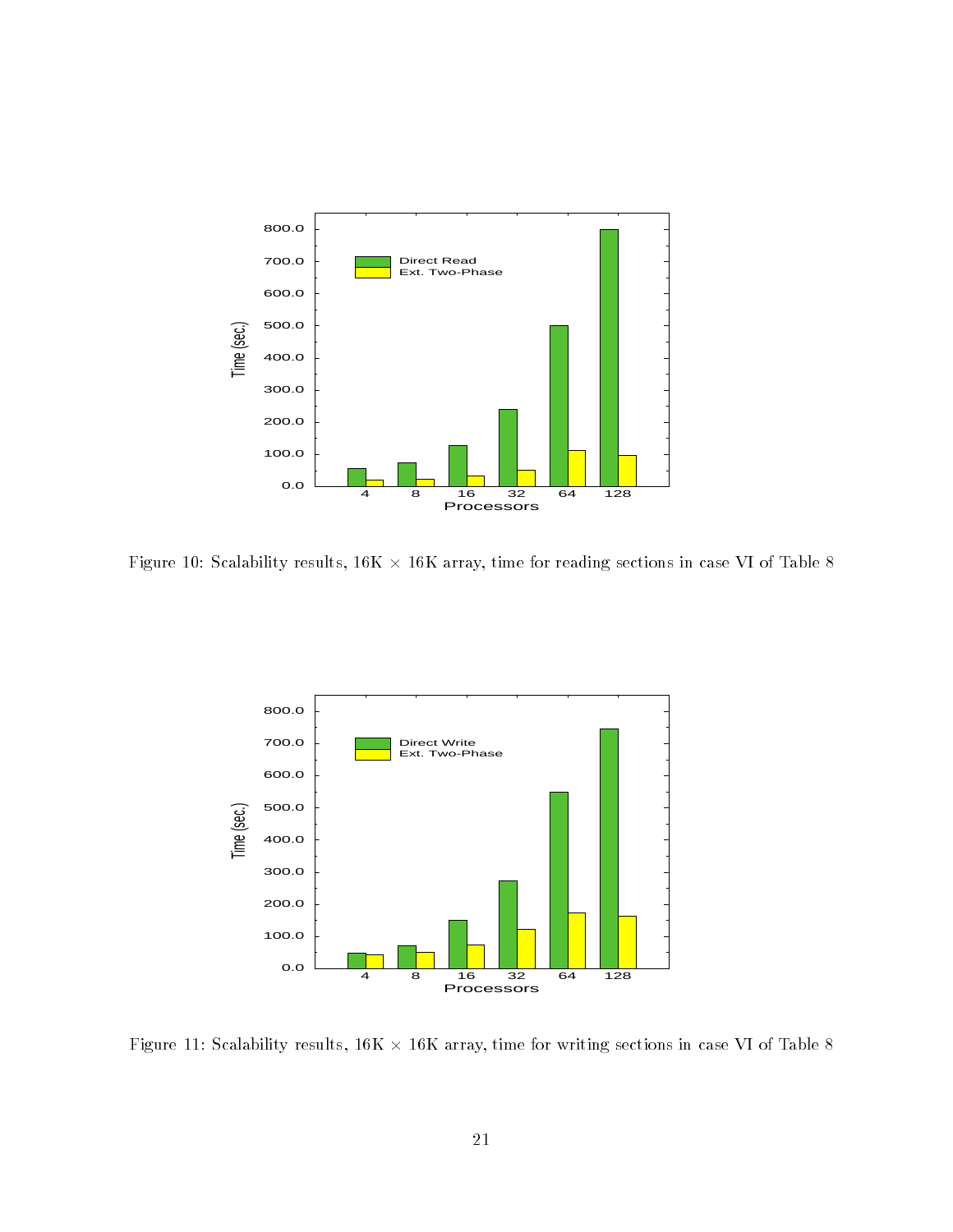800.0
700.0
600.0
500.0
400.0
300.0
200.0
100.0
0.0

Time (sec.)

Direct Read
Ext. Two-Phase

4 8 16 32 64 128

Processors

Figure 10: Scalability results, 16K $\times$ 16K array, time for reading sections in case VI of Table 8

800.0
700.0
600.0
500.0
400.0
300.0
200.0
100.0
0.0

Time (sec.)

Direct Write
Ext. Two-Phase

4 8 16 32 64 128

Processors

Figure 11: Scalability results, 16K $\times$ 16K array, time for writing sections in case VI of Table 8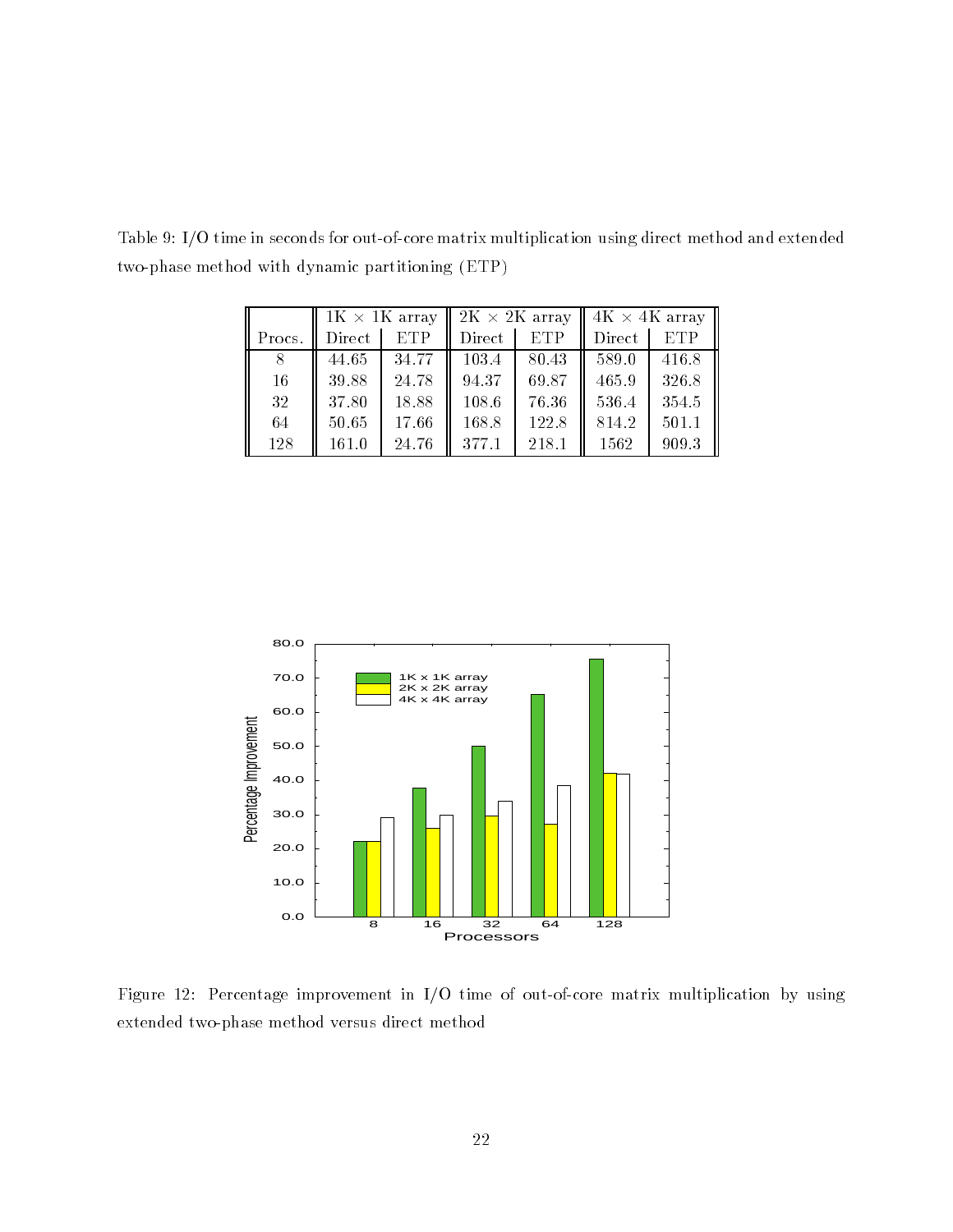Table 9: I/O time in seconds for out-of-core matrix multiplication using direct method and extended two-phase method with dynamic partitioning (ETP)

| | 1K × 1K array | | 2K × 2K array | | 4K × 4K array | |
|---|---|---|---|---|---|---|
| Procs. | Direct | ETP | Direct | ETP | Direct | ETP |
| 8 | 44.65 | 34.77 | 103.4 | 80.43 | 589.0 | 416.8 |
| 16 | 39.88 | 24.78 | 94.37 | 69.87 | 465.9 | 326.8 |
| 32 | 37.80 | 18.88 | 108.6 | 76.36 | 536.4 | 354.5 |
| 64 | 50.65 | 17.66 | 168.8 | 122.8 | 814.2 | 501.1 |
| 128 | 161.0 | 24.76 | 377.1 | 218.1 | 1562 | 909.3 |

Percentage Improvement

80.0
70.0
60.0
50.0
40.0
30.0
20.0
10.0
0.0

1K x 1K array
2K x 2K array
4K x 4K array

8 16 32 64 128

Processors

Figure 12: Percentage improvement in I/O time of out-of-core matrix multiplication by using extended two-phase method versus direct method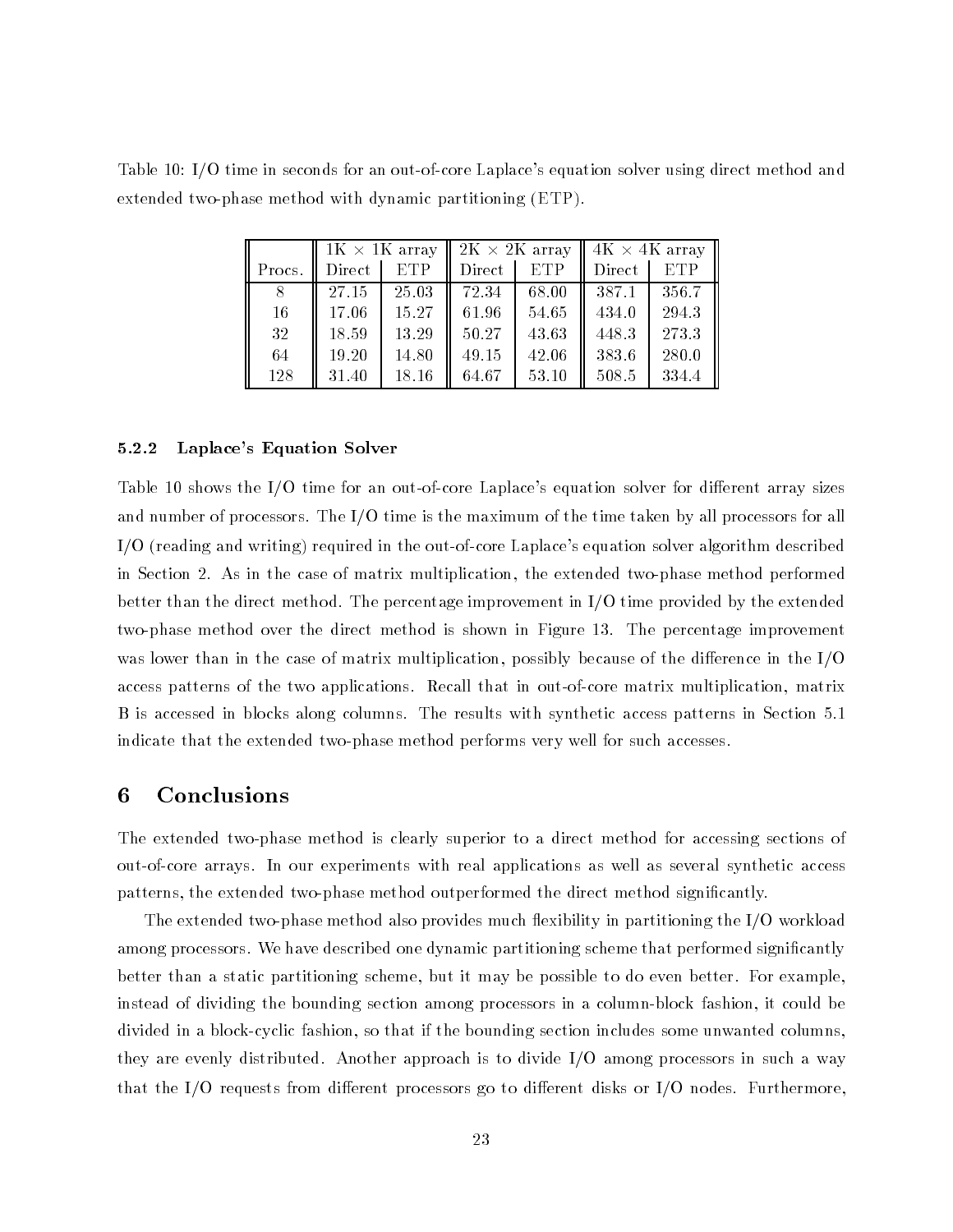Table 10: I/O time in seconds for an out-of-core Laplace's equation solver using direct method and extended two-phase method with dynamic partitioning (ETP).

| | 1K × 1K array | | 2K × 2K array | | 4K × 4K array | |
|---|---|---|---|---|---|---|
| Procs. | Direct | ETP | Direct | ETP | Direct | ETP |
| 8 | 27.15 | 25.03 | 72.34 | 68.00 | 387.1 | 356.7 |
| 16 | 17.06 | 15.27 | 61.96 | 54.65 | 434.0 | 294.3 |
| 32 | 18.59 | 13.29 | 50.27 | 43.63 | 448.3 | 273.3 |
| 64 | 19.20 | 14.80 | 49.15 | 42.06 | 383.6 | 280.0 |
| 128 | 31.40 | 18.16 | 64.67 | 53.10 | 508.5 | 334.4 |

#### 5.2.2 Laplace's Equation Solver

Table 10 shows the I/O time for an out-of-core Laplace's equation solver for different array sizes and number of processors. The I/O time is the maximum of the time taken by all processors for all I/O (reading and writing) required in the out-of-core Laplace's equation solver algorithm described in Section 2. As in the case of matrix multiplication, the extended two-phase method performed better than the direct method. The percentage improvement in I/O time provided by the extended two-phase method over the direct method is shown in Figure 13. The percentage improvement was lower than in the case of matrix multiplication, possibly because of the difference in the I/O access patterns of the two applications. Recall that in out-of-core matrix multiplication, matrix B is accessed in blocks along columns. The results with synthetic access patterns in Section 5.1 indicate that the extended two-phase method performs very well for such accesses.

## 6 Conclusions

The extended two-phase method is clearly superior to a direct method for accessing sections of out-of-core arrays. In our experiments with real applications as well as several synthetic access patterns, the extended two-phase method outperformed the direct method significantly.

The extended two-phase method also provides much flexibility in partitioning the I/O workload among processors. We have described one dynamic partitioning scheme that performed significantly better than a static partitioning scheme, but it may be possible to do even better. For example, instead of dividing the bounding section among processors in a column-block fashion, it could be divided in a block-cyclic fashion, so that if the bounding section includes some unwanted columns, they are evenly distributed. Another approach is to divide I/O among processors in such a way that the I/O requests from different processors go to different disks or I/O nodes. Furthermore,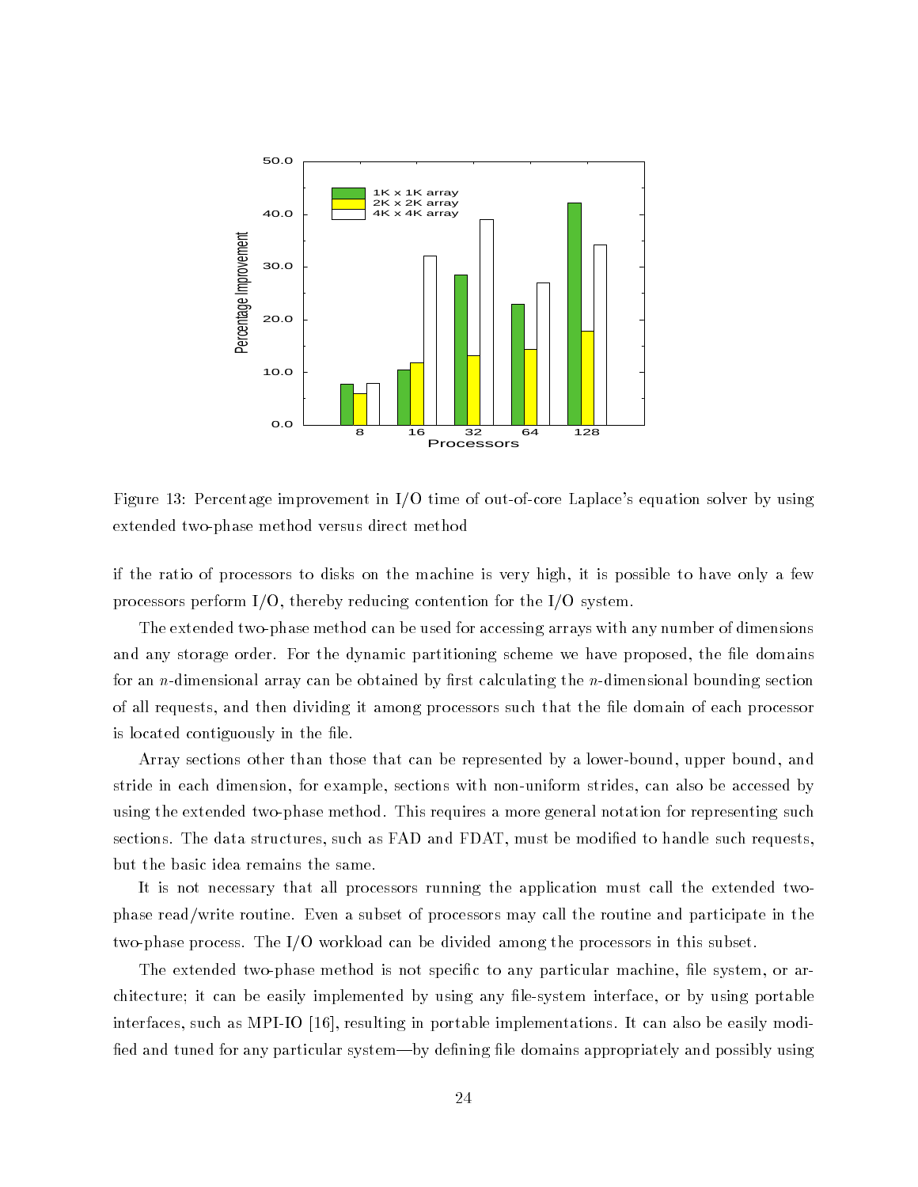50.0

40.0

30.0

20.0

10.0

0.0

Percentage Improvement

1K x 1K array
2K x 2K array
4K x 4K array

8 16 32 64 128

Processors

Figure 13: Percentage improvement in I/O time of out-of-core Laplace's equation solver by using extended two-phase method versus direct method

if the ratio of processors to disks on the machine is very high, it is possible to have only a few processors perform I/O, thereby reducing contention for the I/O system.

The extended two-phase method can be used for accessing arrays with any number of dimensions and any storage order. For the dynamic partitioning scheme we have proposed, the file domains for an $n$-dimensional array can be obtained by first calculating the $n$-dimensional bounding section of all requests, and then dividing it among processors such that the file domain of each processor is located contiguously in the file.

Array sections other than those that can be represented by a lower-bound, upper bound, and stride in each dimension, for example, sections with non-uniform strides, can also be accessed by using the extended two-phase method. This requires a more general notation for representing such sections. The data structures, such as FAD and FDAT, must be modified to handle such requests, but the basic idea remains the same.

It is not necessary that all processors running the application must call the extended two-phase read/write routine. Even a subset of processors may call the routine and participate in the two-phase process. The I/O workload can be divided among the processors in this subset.

The extended two-phase method is not specific to any particular machine, file system, or architecture; it can be easily implemented by using any file-system interface, or by using portable interfaces, such as MPI-IO [16], resulting in portable implementations. It can also be easily modified and tuned for any particular system—by defining file domains appropriately and possibly using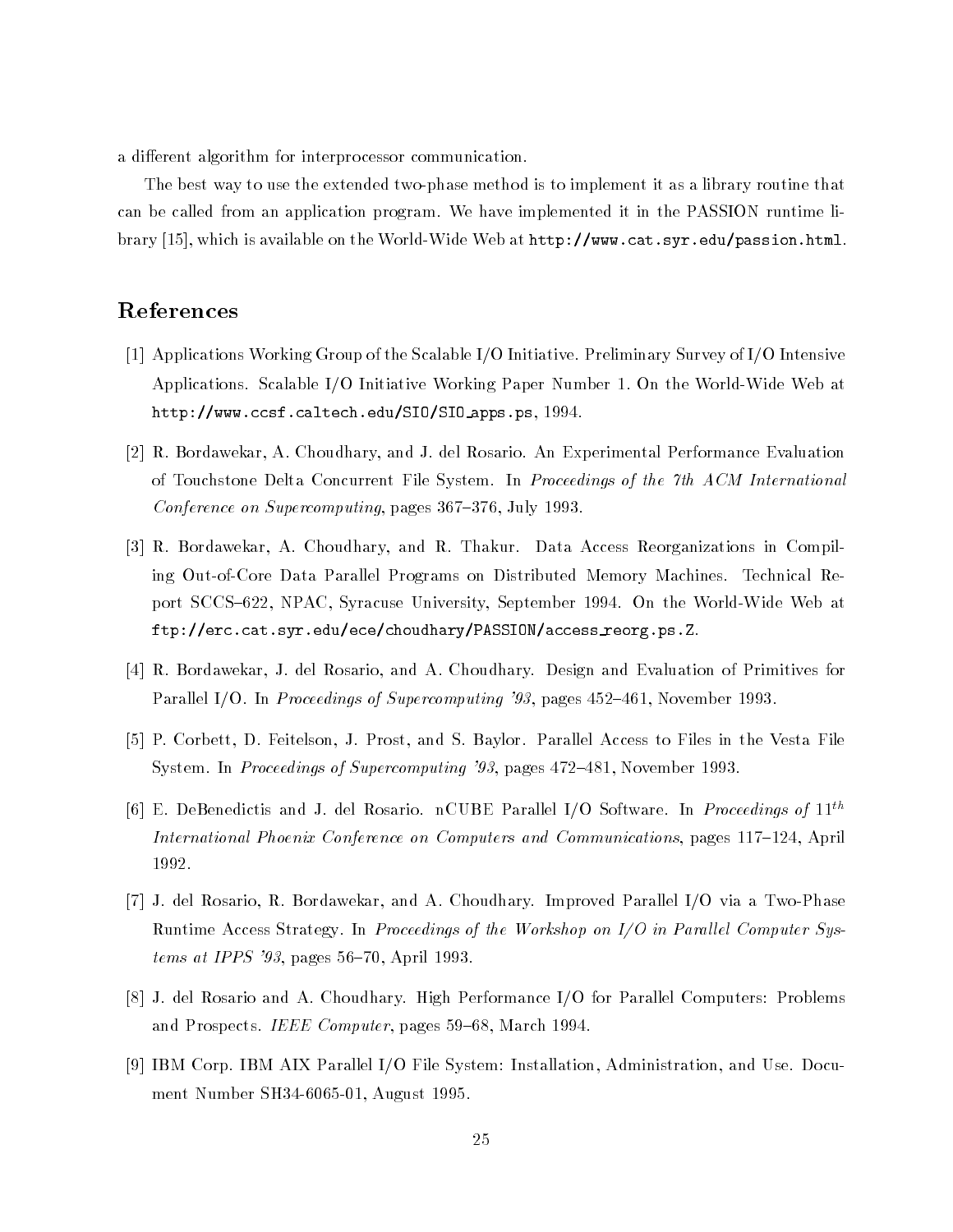a different algorithm for interprocessor communication.

The best way to use the extended two-phase method is to implement it as a library routine that can be called from an application program. We have implemented it in the PASSION runtime library [15], which is available on the World-Wide Web at `http://www.cat.syr.edu/passion.html`.

## References

[1] Applications Working Group of the Scalable I/O Initiative. Preliminary Survey of I/O Intensive Applications. Scalable I/O Initiative Working Paper Number 1. On the World-Wide Web at `http://www.ccsf.caltech.edu/SIO/SIO_apps.ps`, 1994.

[2] R. Bordawekar, A. Choudhary, and J. del Rosario. An Experimental Performance Evaluation of Touchstone Delta Concurrent File System. In *Proceedings of the 7th ACM International Conference on Supercomputing*, pages 367–376, July 1993.

[3] R. Bordawekar, A. Choudhary, and R. Thakur. Data Access Reorganizations in Compiling Out-of-Core Data Parallel Programs on Distributed Memory Machines. Technical Report SCCS–622, NPAC, Syracuse University, September 1994. On the World-Wide Web at `ftp://erc.cat.syr.edu/ece/choudhary/PASSION/access_reorg.ps.Z`.

[4] R. Bordawekar, J. del Rosario, and A. Choudhary. Design and Evaluation of Primitives for Parallel I/O. In *Proceedings of Supercomputing '93*, pages 452–461, November 1993.

[5] P. Corbett, D. Feitelson, J. Prost, and S. Baylor. Parallel Access to Files in the Vesta File System. In *Proceedings of Supercomputing '93*, pages 472–481, November 1993.

[6] E. DeBenedictis and J. del Rosario. nCUBE Parallel I/O Software. In *Proceedings of $11^{th}$ International Phoenix Conference on Computers and Communications*, pages 117–124, April 1992.

[7] J. del Rosario, R. Bordawekar, and A. Choudhary. Improved Parallel I/O via a Two-Phase Runtime Access Strategy. In *Proceedings of the Workshop on I/O in Parallel Computer Systems at IPPS '93*, pages 56–70, April 1993.

[8] J. del Rosario and A. Choudhary. High Performance I/O for Parallel Computers: Problems and Prospects. *IEEE Computer*, pages 59–68, March 1994.

[9] IBM Corp. IBM AIX Parallel I/O File System: Installation, Administration, and Use. Document Number SH34-6065-01, August 1995.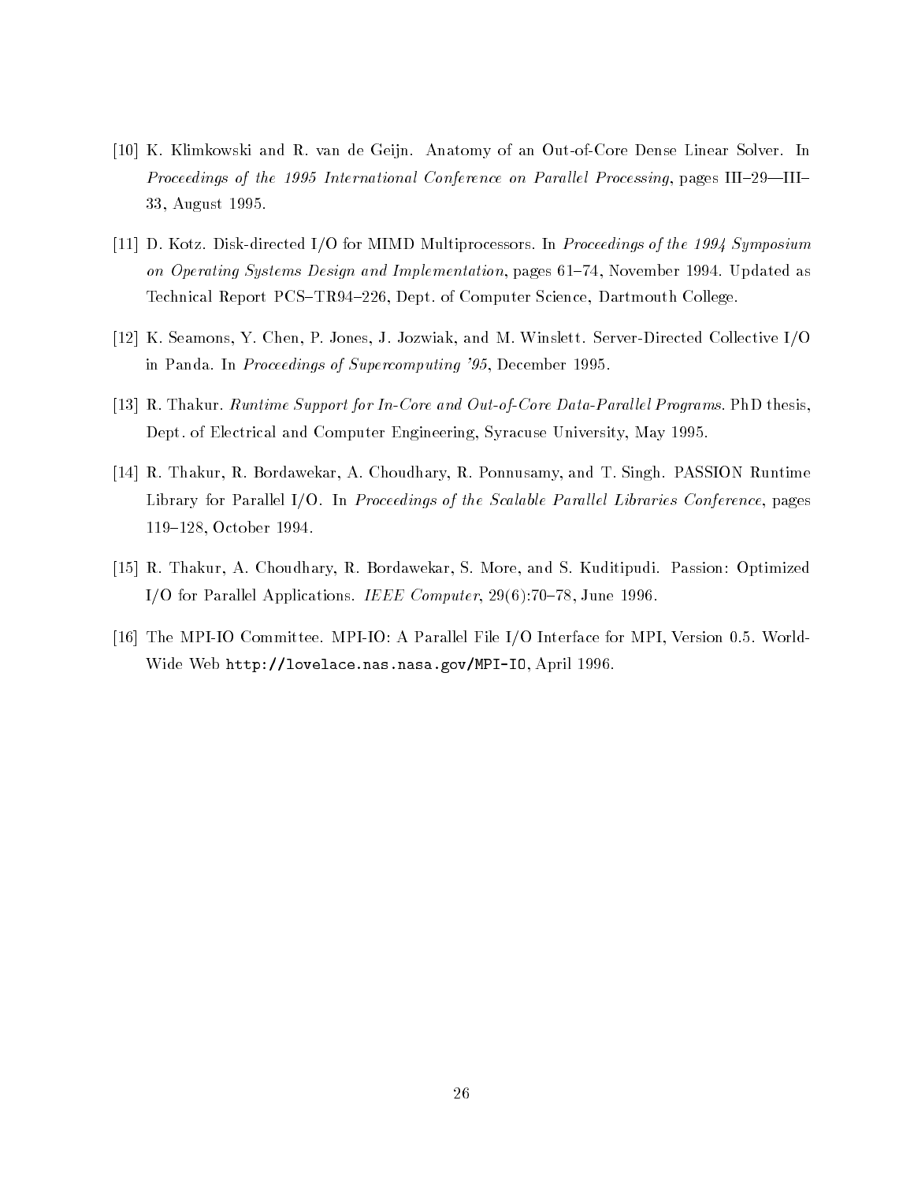[10] K. Klimkowski and R. van de Geijn. Anatomy of an Out-of-Core Dense Linear Solver. In *Proceedings of the 1995 International Conference on Parallel Processing*, pages III–29—III–33, August 1995.

[11] D. Kotz. Disk-directed I/O for MIMD Multiprocessors. In *Proceedings of the 1994 Symposium on Operating Systems Design and Implementation*, pages 61–74, November 1994. Updated as Technical Report PCS–TR94–226, Dept. of Computer Science, Dartmouth College.

[12] K. Seamons, Y. Chen, P. Jones, J. Jozwiak, and M. Winslett. Server-Directed Collective I/O in Panda. In *Proceedings of Supercomputing '95*, December 1995.

[13] R. Thakur. *Runtime Support for In-Core and Out-of-Core Data-Parallel Programs*. PhD thesis, Dept. of Electrical and Computer Engineering, Syracuse University, May 1995.

[14] R. Thakur, R. Bordawekar, A. Choudhary, R. Ponnusamy, and T. Singh. PASSION Runtime Library for Parallel I/O. In *Proceedings of the Scalable Parallel Libraries Conference*, pages 119–128, October 1994.

[15] R. Thakur, A. Choudhary, R. Bordawekar, S. More, and S. Kuditipudi. Passion: Optimized I/O for Parallel Applications. *IEEE Computer*, 29(6):70–78, June 1996.

[16] The MPI-IO Committee. MPI-IO: A Parallel File I/O Interface for MPI, Version 0.5. World-Wide Web `http://lovelace.nas.nasa.gov/MPI-IO`, April 1996.